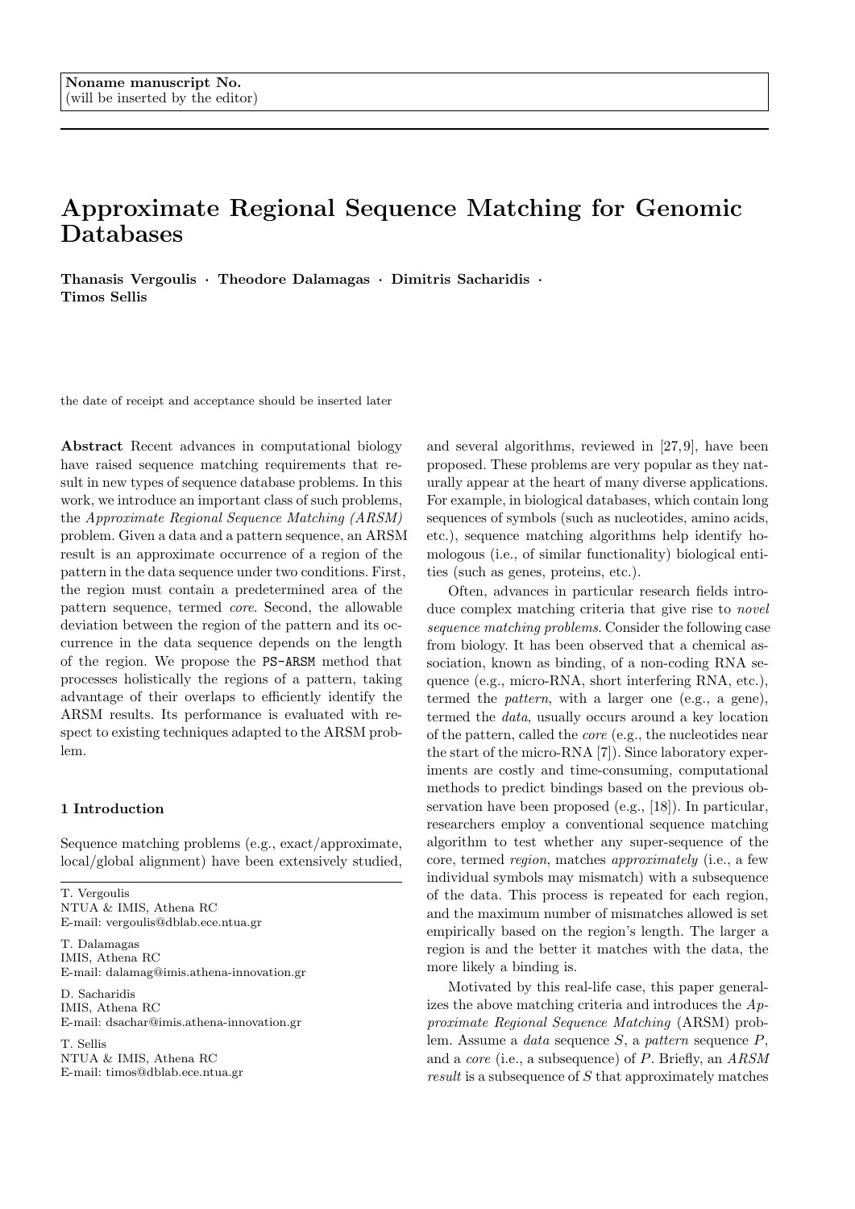Noname manuscript No.
(will be inserted by the editor)

# Approximate Regional Sequence Matching for Genomic Databases

**Thanasis Vergoulis · Theodore Dalamagas · Dimitris Sacharidis · Timos Sellis**

the date of receipt and acceptance should be inserted later

**Abstract** Recent advances in computational biology have raised sequence matching requirements that result in new types of sequence database problems. In this work, we introduce an important class of such problems, the *Approximate Regional Sequence Matching (ARSM)* problem. Given a data and a pattern sequence, an ARSM result is an approximate occurrence of a region of the pattern in the data sequence under two conditions. First, the region must contain a predetermined area of the pattern sequence, termed *core*. Second, the allowable deviation between the region of the pattern and its occurrence in the data sequence depends on the length of the region. We propose the PS-ARSM method that processes holistically the regions of a pattern, taking advantage of their overlaps to efficiently identify the ARSM results. Its performance is evaluated with respect to existing techniques adapted to the ARSM problem.

## 1 Introduction

Sequence matching problems (e.g., exact/approximate, local/global alignment) have been extensively studied, and several algorithms, reviewed in [27, 9], have been proposed. These problems are very popular as they naturally appear at the heart of many diverse applications. For example, in biological databases, which contain long sequences of symbols (such as nucleotides, amino acids, etc.), sequence matching algorithms help identify homologous (i.e., of similar functionality) biological entities (such as genes, proteins, etc.).

Often, advances in particular research fields introduce complex matching criteria that give rise to *novel sequence matching problems*. Consider the following case from biology. It has been observed that a chemical association, known as binding, of a non-coding RNA sequence (e.g., micro-RNA, short interfering RNA, etc.), termed the *pattern*, with a larger one (e.g., a gene), termed the *data*, usually occurs around a key location of the pattern, called the *core* (e.g., the nucleotides near the start of the micro-RNA [7]). Since laboratory experiments are costly and time-consuming, computational methods to predict bindings based on the previous observation have been proposed (e.g., [18]). In particular, researchers employ a conventional sequence matching algorithm to test whether any super-sequence of the core, termed *region*, matches *approximately* (i.e., a few individual symbols may mismatch) with a subsequence of the data. This process is repeated for each region, and the maximum number of mismatches allowed is set empirically based on the region's length. The larger a region is and the better it matches with the data, the more likely a binding is.

Motivated by this real-life case, this paper generalizes the above matching criteria and introduces the *Approximate Regional Sequence Matching* (ARSM) problem. Assume a *data* sequence $S$, a *pattern* sequence $P$, and a *core* (i.e., a subsequence) of $P$. Briefly, an *ARSM result* is a subsequence of $S$ that approximately matches

---

T. Vergoulis
NTUA & IMIS, Athena RC
E-mail: vergoulis@dblab.ece.ntua.gr

T. Dalamagas
IMIS, Athena RC
E-mail: dalamag@imis.athena-innovation.gr

D. Sacharidis
IMIS, Athena RC
E-mail: dsachar@imis.athena-innovation.gr

T. Sellis
NTUA & IMIS, Athena RC
E-mail: timos@dblab.ece.ntua.gr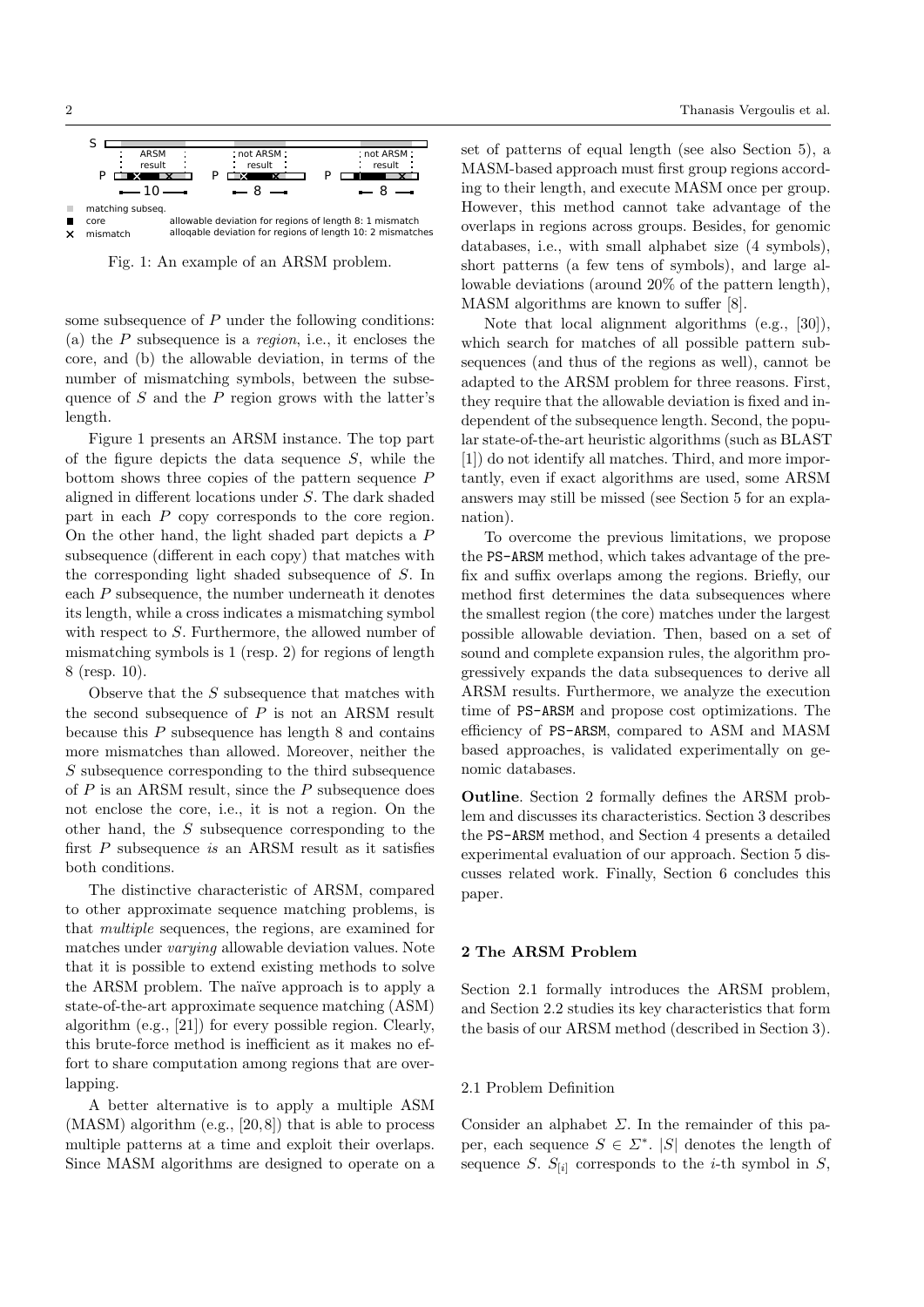Fig. 1: An example of an ARSM problem.

some subsequence of $P$ under the following conditions: (a) the $P$ subsequence is a *region*, i.e., it encloses the core, and (b) the allowable deviation, in terms of the number of mismatching symbols, between the subsequence of $S$ and the $P$ region grows with the latter's length.

Figure 1 presents an ARSM instance. The top part of the figure depicts the data sequence $S$, while the bottom shows three copies of the pattern sequence $P$ aligned in different locations under $S$. The dark shaded part in each $P$ copy corresponds to the core region. On the other hand, the light shaded part depicts a $P$ subsequence (different in each copy) that matches with the corresponding light shaded subsequence of $S$. In each $P$ subsequence, the number underneath it denotes its length, while a cross indicates a mismatching symbol with respect to $S$. Furthermore, the allowed number of mismatching symbols is 1 (resp. 2) for regions of length 8 (resp. 10).

Observe that the $S$ subsequence that matches with the second subsequence of $P$ is not an ARSM result because this $P$ subsequence has length 8 and contains more mismatches than allowed. Moreover, neither the $S$ subsequence corresponding to the third subsequence of $P$ is an ARSM result, since the $P$ subsequence does not enclose the core, i.e., it is not a region. On the other hand, the $S$ subsequence corresponding to the first $P$ subsequence *is* an ARSM result as it satisfies both conditions.

The distinctive characteristic of ARSM, compared to other approximate sequence matching problems, is that *multiple* sequences, the regions, are examined for matches under *varying* allowable deviation values. Note that it is possible to extend existing methods to solve the ARSM problem. The naïve approach is to apply a state-of-the-art approximate sequence matching (ASM) algorithm (e.g., [21]) for every possible region. Clearly, this brute-force method is inefficient as it makes no effort to share computation among regions that are overlapping.

A better alternative is to apply a multiple ASM (MASM) algorithm (e.g., [20, 8]) that is able to process multiple patterns at a time and exploit their overlaps. Since MASM algorithms are designed to operate on a set of patterns of equal length (see also Section 5), a MASM-based approach must first group regions according to their length, and execute MASM once per group. However, this method cannot take advantage of the overlaps in regions across groups. Besides, for genomic databases, i.e., with small alphabet size (4 symbols), short patterns (a few tens of symbols), and large allowable deviations (around 20% of the pattern length), MASM algorithms are known to suffer [8].

Note that local alignment algorithms (e.g., [30]), which search for matches of all possible pattern subsequences (and thus of the regions as well), cannot be adapted to the ARSM problem for three reasons. First, they require that the allowable deviation is fixed and independent of the subsequence length. Second, the popular state-of-the-art heuristic algorithms (such as BLAST [1]) do not identify all matches. Third, and more importantly, even if exact algorithms are used, some ARSM answers may still be missed (see Section 5 for an explanation).

To overcome the previous limitations, we propose the `PS-ARSM` method, which takes advantage of the prefix and suffix overlaps among the regions. Briefly, our method first determines the data subsequences where the smallest region (the core) matches under the largest possible allowable deviation. Then, based on a set of sound and complete expansion rules, the algorithm progressively expands the data subsequences to derive all ARSM results. Furthermore, we analyze the execution time of `PS-ARSM` and propose cost optimizations. The efficiency of `PS-ARSM`, compared to ASM and MASM based approaches, is validated experimentally on genomic databases.

**Outline**. Section 2 formally defines the ARSM problem and discusses its characteristics. Section 3 describes the `PS-ARSM` method, and Section 4 presents a detailed experimental evaluation of our approach. Section 5 discusses related work. Finally, Section 6 concludes this paper.

## 2 The ARSM Problem

Section 2.1 formally introduces the ARSM problem, and Section 2.2 studies its key characteristics that form the basis of our ARSM method (described in Section 3).

### 2.1 Problem Definition

Consider an alphabet $\Sigma$. In the remainder of this paper, each sequence $S \in \Sigma^*$. $|S|$ denotes the length of sequence $S$. $S_{[i]}$ corresponds to the $i$-th symbol in $S$,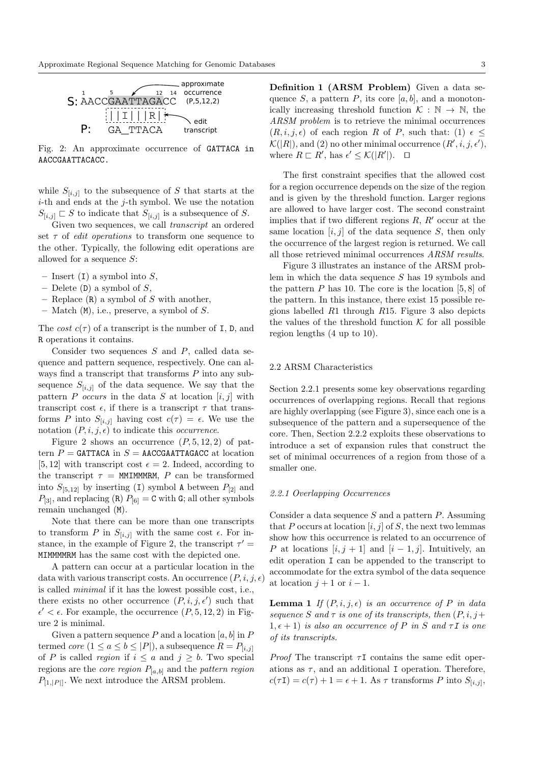Fig. 2: An approximate occurrence of GATTACA in AACCGAATTACACC.

while $S_{[i,j]}$ to the subsequence of $S$ that starts at the $i$-th and ends at the $j$-th symbol. We use the notation $S_{[i,j]} \sqsubset S$ to indicate that $S_{[i,j]}$ is a subsequence of $S$.

Given two sequences, we call *transcript* an ordered set $\tau$ of *edit operations* to transform one sequence to the other. Typically, the following edit operations are allowed for a sequence $S$:

– Insert (I) a symbol into $S$,
– Delete (D) a symbol of $S$,
– Replace (R) a symbol of $S$ with another,
– Match (M), i.e., preserve, a symbol of $S$.

The *cost* $c(\tau)$ of a transcript is the number of I, D, and R operations it contains.

Consider two sequences $S$ and $P$, called data sequence and pattern sequence, respectively. One can always find a transcript that transforms $P$ into any subsequence $S_{[i,j]}$ of the data sequence. We say that the pattern $P$ *occurs* in the data $S$ at location $[i, j]$ with transcript cost $\epsilon$, if there is a transcript $\tau$ that transforms $P$ into $S_{[i,j]}$ having cost $c(\tau) = \epsilon$. We use the notation $(P, i, j, \epsilon)$ to indicate this *occurrence*.

Figure 2 shows an occurrence $(P, 5, 12, 2)$ of pattern $P =$ GATTACA in $S =$ AACCGAATTAGACC at location $[5, 12]$ with transcript cost $\epsilon = 2$. Indeed, according to the transcript $\tau =$ MMIMMMRM, $P$ can be transformed into $S_{[5,12]}$ by inserting (I) symbol A between $P_{[2]}$ and $P_{[3]}$, and replacing (R) $P_{[6]} =$ C with G; all other symbols remain unchanged (M).

Note that there can be more than one transcripts to transform $P$ in $S_{[i,j]}$ with the same cost $\epsilon$. For instance, in the example of Figure 2, the transcript $\tau' =$ MIMMMMRM has the same cost with the depicted one.

A pattern can occur at a particular location in the data with various transcript costs. An occurrence $(P, i, j, \epsilon)$ is called *minimal* if it has the lowest possible cost, i.e., there exists no other occurrence $(P, i, j, \epsilon')$ such that $\epsilon' < \epsilon$. For example, the occurrence $(P, 5, 12, 2)$ in Figure 2 is minimal.

Given a pattern sequence $P$ and a location $[a, b]$ in $P$ termed *core* $(1 \le a \le b \le |P|)$, a subsequence $R = P_{[i,j]}$ of $P$ is called *region* if $i \le a$ and $j \ge b$. Two special regions are the *core region* $P_{[a,b]}$ and the *pattern region* $P_{[1,|P|]}$. We next introduce the ARSM problem.

**Definition 1 (ARSM Problem)** Given a data sequence $S$, a pattern $P$, its core $[a, b]$, and a monotonically increasing threshold function $\mathcal{K} : \mathbb{N} \rightarrow \mathbb{N}$, the *ARSM problem* is to retrieve the minimal occurrences $(R, i, j, \epsilon)$ of each region $R$ of $P$, such that: (1) $\epsilon \le \mathcal{K}(|R|)$, and (2) no other minimal occurrence $(R', i, j, \epsilon')$, where $R \sqsubset R'$, has $\epsilon' \le \mathcal{K}(|R'|)$. □

The first constraint specifies that the allowed cost for a region occurrence depends on the size of the region and is given by the threshold function. Larger regions are allowed to have larger cost. The second constraint implies that if two different regions $R$, $R'$ occur at the same location $[i, j]$ of the data sequence $S$, then only the occurrence of the largest region is returned. We call all those retrieved minimal occurrences *ARSM results*.

Figure 3 illustrates an instance of the ARSM problem in which the data sequence $S$ has 19 symbols and the pattern $P$ has 10. The core is the location $[5, 8]$ of the pattern. In this instance, there exist 15 possible regions labelled $R1$ through $R15$. Figure 3 also depicts the values of the threshold function $\mathcal{K}$ for all possible region lengths (4 up to 10).

## 2.2 ARSM Characteristics

Section 2.2.1 presents some key observations regarding occurrences of overlapping regions. Recall that regions are highly overlapping (see Figure 3), since each one is a subsequence of the pattern and a supersequence of the core. Then, Section 2.2.2 exploits these observations to introduce a set of expansion rules that construct the set of minimal occurrences of a region from those of a smaller one.

### *2.2.1 Overlapping Occurrences*

Consider a data sequence $S$ and a pattern $P$. Assuming that $P$ occurs at location $[i, j]$ of $S$, the next two lemmas show how this occurrence is related to an occurrence of $P$ at locations $[i, j + 1]$ and $[i - 1, j]$. Intuitively, an edit operation I can be appended to the transcript to accommodate for the extra symbol of the data sequence at location $j + 1$ or $i - 1$.

**Lemma 1** *If $(P, i, j, \epsilon)$ is an occurrence of $P$ in data sequence $S$ and $\tau$ is one of its transcripts, then $(P, i, j + 1, \epsilon + 1)$ is also an occurrence of $P$ in $S$ and $\tau$I is one of its transcripts.*

*Proof* The transcript $\tau$I contains the same edit operations as $\tau$, and an additional I operation. Therefore, $c(\tau\text{I}) = c(\tau) + 1 = \epsilon + 1$. As $\tau$ transforms $P$ into $S_{[i,j]}$,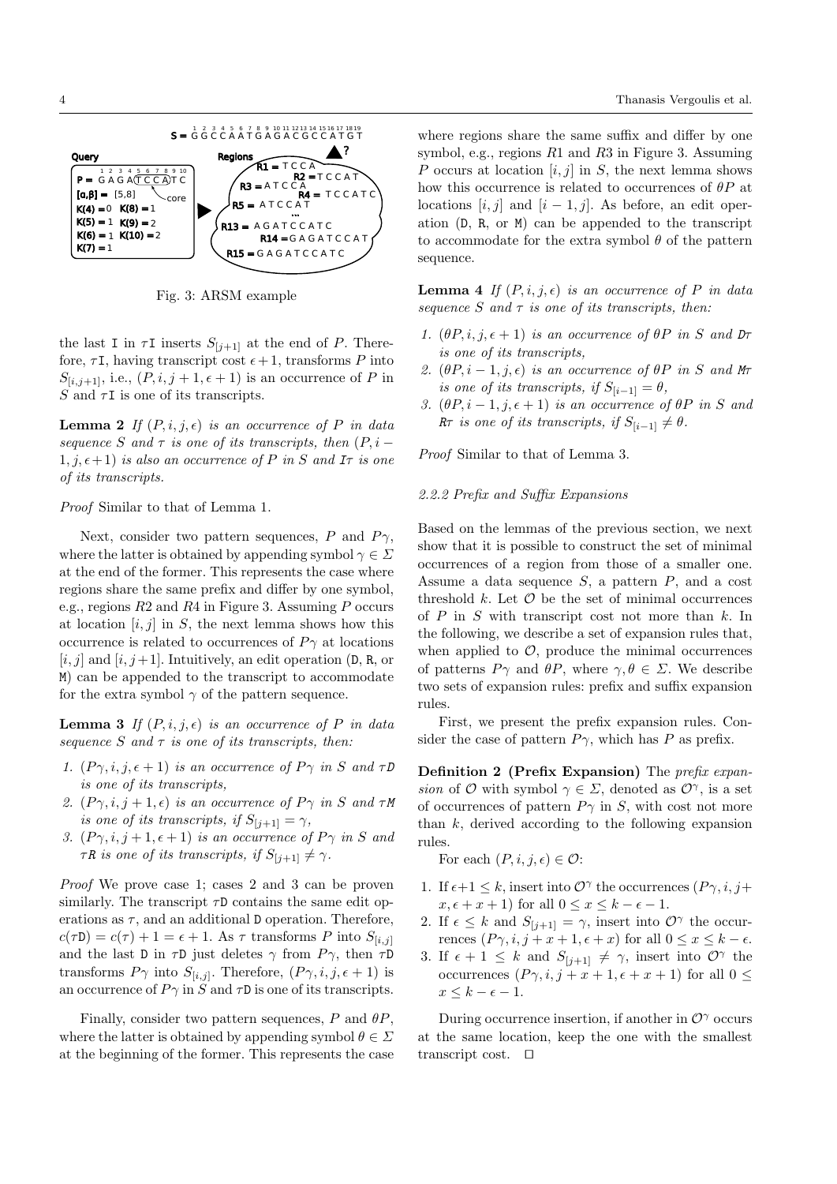Fig. 3: ARSM example

the last I in $\tau$I inserts $S_{[j+1]}$ at the end of $P$. Therefore, $\tau$I, having transcript cost $\epsilon+1$, transforms $P$ into $S_{[i,j+1]}$, i.e., $(P, i, j+1, \epsilon+1)$ is an occurrence of $P$ in $S$ and $\tau$I is one of its transcripts.

**Lemma 2** *If $(P, i, j, \epsilon)$ is an occurrence of $P$ in data sequence $S$ and $\tau$ is one of its transcripts, then $(P, i-1, j, \epsilon+1)$ is also an occurrence of $P$ in $S$ and I$\tau$ is one of its transcripts.*

*Proof* Similar to that of Lemma 1.

Next, consider two pattern sequences, $P$ and $P\gamma$, where the latter is obtained by appending symbol $\gamma \in \Sigma$ at the end of the former. This represents the case where regions share the same prefix and differ by one symbol, e.g., regions $R2$ and $R4$ in Figure 3. Assuming $P$ occurs at location $[i, j]$ in $S$, the next lemma shows how this occurrence is related to occurrences of $P\gamma$ at locations $[i, j]$ and $[i, j+1]$. Intuitively, an edit operation (D, R, or M) can be appended to the transcript to accommodate for the extra symbol $\gamma$ of the pattern sequence.

**Lemma 3** *If $(P, i, j, \epsilon)$ is an occurrence of $P$ in data sequence $S$ and $\tau$ is one of its transcripts, then:*

1. *$(P\gamma, i, j, \epsilon+1)$ is an occurrence of $P\gamma$ in $S$ and $\tau$D is one of its transcripts,*
2. *$(P\gamma, i, j+1, \epsilon)$ is an occurrence of $P\gamma$ in $S$ and $\tau$M is one of its transcripts, if $S_{[j+1]} = \gamma$,*
3. *$(P\gamma, i, j+1, \epsilon+1)$ is an occurrence of $P\gamma$ in $S$ and $\tau$R is one of its transcripts, if $S_{[j+1]} \neq \gamma$.*

*Proof* We prove case 1; cases 2 and 3 can be proven similarly. The transcript $\tau$D contains the same edit operations as $\tau$, and an additional D operation. Therefore, $c(\tau\text{D}) = c(\tau) + 1 = \epsilon + 1$. As $\tau$ transforms $P$ into $S_{[i,j]}$ and the last D in $\tau$D just deletes $\gamma$ from $P\gamma$, then $\tau$D transforms $P\gamma$ into $S_{[i,j]}$. Therefore, $(P\gamma, i, j, \epsilon+1)$ is an occurrence of $P\gamma$ in $S$ and $\tau$D is one of its transcripts.

Finally, consider two pattern sequences, $P$ and $\theta P$, where the latter is obtained by appending symbol $\theta \in \Sigma$ at the beginning of the former. This represents the case where regions share the same suffix and differ by one symbol, e.g., regions $R1$ and $R3$ in Figure 3. Assuming $P$ occurs at location $[i, j]$ in $S$, the next lemma shows how this occurrence is related to occurrences of $\theta P$ at locations $[i, j]$ and $[i-1, j]$. As before, an edit operation (D, R, or M) can be appended to the transcript to accommodate for the extra symbol $\theta$ of the pattern sequence.

**Lemma 4** *If $(P, i, j, \epsilon)$ is an occurrence of $P$ in data sequence $S$ and $\tau$ is one of its transcripts, then:*

1. *$(\theta P, i, j, \epsilon+1)$ is an occurrence of $\theta P$ in $S$ and D$\tau$ is one of its transcripts,*
2. *$(\theta P, i-1, j, \epsilon)$ is an occurrence of $\theta P$ in $S$ and M$\tau$ is one of its transcripts, if $S_{[i-1]} = \theta$,*
3. *$(\theta P, i-1, j, \epsilon+1)$ is an occurrence of $\theta P$ in $S$ and R$\tau$ is one of its transcripts, if $S_{[i-1]} \neq \theta$.*

*Proof* Similar to that of Lemma 3.

### *2.2.2 Prefix and Suffix Expansions*

Based on the lemmas of the previous section, we next show that it is possible to construct the set of minimal occurrences of a region from those of a smaller one. Assume a data sequence $S$, a pattern $P$, and a cost threshold $k$. Let $\mathcal{O}$ be the set of minimal occurrences of $P$ in $S$ with transcript cost not more than $k$. In the following, we describe a set of expansion rules that, when applied to $\mathcal{O}$, produce the minimal occurrences of patterns $P\gamma$ and $\theta P$, where $\gamma, \theta \in \Sigma$. We describe two sets of expansion rules: prefix and suffix expansion rules.

First, we present the prefix expansion rules. Consider the case of pattern $P\gamma$, which has $P$ as prefix.

**Definition 2 (Prefix Expansion)** The *prefix expansion* of $\mathcal{O}$ with symbol $\gamma \in \Sigma$, denoted as $\mathcal{O}^\gamma$, is a set of occurrences of pattern $P\gamma$ in $S$, with cost not more than $k$, derived according to the following expansion rules.

For each $(P, i, j, \epsilon) \in \mathcal{O}$:

1. If $\epsilon+1 \leq k$, insert into $\mathcal{O}^\gamma$ the occurrences $(P\gamma, i, j+x, \epsilon+x+1)$ for all $0 \leq x \leq k-\epsilon-1$.
2. If $\epsilon \leq k$ and $S_{[j+1]} = \gamma$, insert into $\mathcal{O}^\gamma$ the occurrences $(P\gamma, i, j+x+1, \epsilon+x)$ for all $0 \leq x \leq k-\epsilon$.
3. If $\epsilon+1 \leq k$ and $S_{[j+1]} \neq \gamma$, insert into $\mathcal{O}^\gamma$ the occurrences $(P\gamma, i, j+x+1, \epsilon+x+1)$ for all $0 \leq x \leq k-\epsilon-1$.

During occurrence insertion, if another in $\mathcal{O}^\gamma$ occurs at the same location, keep the one with the smallest transcript cost. □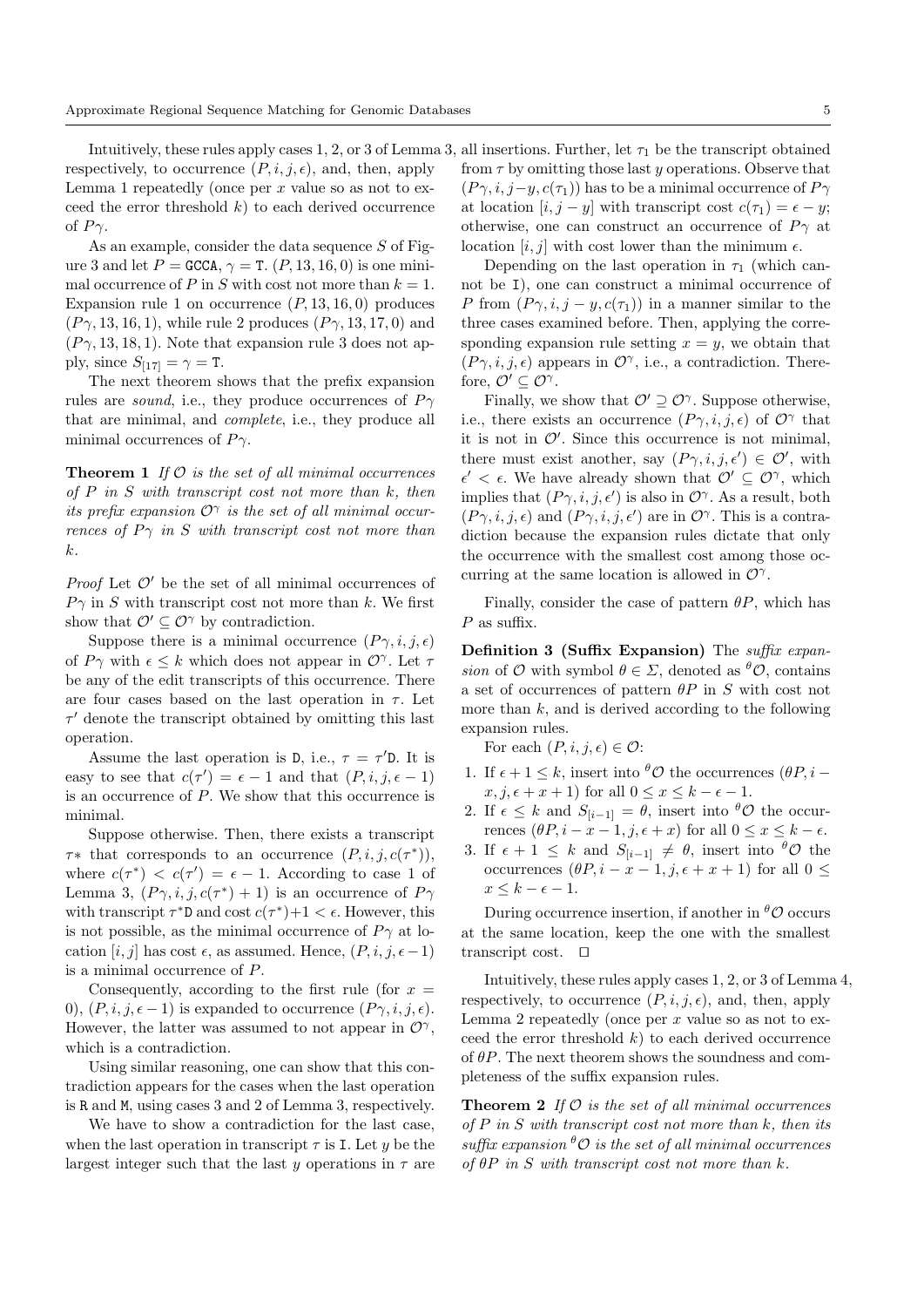Intuitively, these rules apply cases 1, 2, or 3 of Lemma 3, respectively, to occurrence $(P, i, j, \epsilon)$, and, then, apply Lemma 1 repeatedly (once per $x$ value so as not to exceed the error threshold $k$) to each derived occurrence of $P\gamma$.

As an example, consider the data sequence $S$ of Figure 3 and let $P = \texttt{GCCA}$, $\gamma = \texttt{T}$. $(P, 13, 16, 0)$ is one minimal occurrence of $P$ in $S$ with cost not more than $k = 1$. Expansion rule 1 on occurrence $(P, 13, 16, 0)$ produces $(P\gamma, 13, 16, 1)$, while rule 2 produces $(P\gamma, 13, 17, 0)$ and $(P\gamma, 13, 18, 1)$. Note that expansion rule 3 does not apply, since $S_{[17]} = \gamma = \texttt{T}$.

The next theorem shows that the prefix expansion rules are *sound*, i.e., they produce occurrences of $P\gamma$ that are minimal, and *complete*, i.e., they produce all minimal occurrences of $P\gamma$.

**Theorem 1** *If $\mathcal{O}$ is the set of all minimal occurrences of $P$ in $S$ with transcript cost not more than $k$, then its prefix expansion $\mathcal{O}^\gamma$ is the set of all minimal occurrences of $P\gamma$ in $S$ with transcript cost not more than $k$.*

*Proof* Let $\mathcal{O}'$ be the set of all minimal occurrences of $P\gamma$ in $S$ with transcript cost not more than $k$. We first show that $\mathcal{O}' \subseteq \mathcal{O}^\gamma$ by contradiction.

Suppose there is a minimal occurrence $(P\gamma, i, j, \epsilon)$ of $P\gamma$ with $\epsilon \leq k$ which does not appear in $\mathcal{O}^\gamma$. Let $\tau$ be any of the edit transcripts of this occurrence. There are four cases based on the last operation in $\tau$. Let $\tau'$ denote the transcript obtained by omitting this last operation.

Assume the last operation is D, i.e., $\tau = \tau'\texttt{D}$. It is easy to see that $c(\tau') = \epsilon - 1$ and that $(P, i, j, \epsilon - 1)$ is an occurrence of $P$. We show that this occurrence is minimal.

Suppose otherwise. Then, there exists a transcript $\tau*$ that corresponds to an occurrence $(P, i, j, c(\tau^*))$, where $c(\tau^*) < c(\tau') = \epsilon - 1$. According to case 1 of Lemma 3, $(P\gamma, i, j, c(\tau^*) + 1)$ is an occurrence of $P\gamma$ with transcript $\tau^*\texttt{D}$ and cost $c(\tau^*)+1 < \epsilon$. However, this is not possible, as the minimal occurrence of $P\gamma$ at location $[i, j]$ has cost $\epsilon$, as assumed. Hence, $(P, i, j, \epsilon - 1)$ is a minimal occurrence of $P$.

Consequently, according to the first rule (for $x = 0$), $(P, i, j, \epsilon - 1)$ is expanded to occurrence $(P\gamma, i, j, \epsilon)$. However, the latter was assumed to not appear in $\mathcal{O}^\gamma$, which is a contradiction.

Using similar reasoning, one can show that this contradiction appears for the cases when the last operation is R and M, using cases 3 and 2 of Lemma 3, respectively.

We have to show a contradiction for the last case, when the last operation in transcript $\tau$ is I. Let $y$ be the largest integer such that the last $y$ operations in $\tau$ are all insertions. Further, let $\tau_1$ be the transcript obtained from $\tau$ by omitting those last $y$ operations. Observe that $(P\gamma, i, j-y, c(\tau_1))$ has to be a minimal occurrence of $P\gamma$ at location $[i, j - y]$ with transcript cost $c(\tau_1) = \epsilon - y$; otherwise, one can construct an occurrence of $P\gamma$ at location $[i, j]$ with cost lower than the minimum $\epsilon$.

Depending on the last operation in $\tau_1$ (which cannot be I), one can construct a minimal occurrence of $P$ from $(P\gamma, i, j - y, c(\tau_1))$ in a manner similar to the three cases examined before. Then, applying the corresponding expansion rule setting $x = y$, we obtain that $(P\gamma, i, j, \epsilon)$ appears in $\mathcal{O}^\gamma$, i.e., a contradiction. Therefore, $\mathcal{O}' \subseteq \mathcal{O}^\gamma$.

Finally, we show that $\mathcal{O}' \supseteq \mathcal{O}^\gamma$. Suppose otherwise, i.e., there exists an occurrence $(P\gamma, i, j, \epsilon)$ of $\mathcal{O}^\gamma$ that it is not in $\mathcal{O}'$. Since this occurrence is not minimal, there must exist another, say $(P\gamma, i, j, \epsilon') \in \mathcal{O}'$, with $\epsilon' < \epsilon$. We have already shown that $\mathcal{O}' \subseteq \mathcal{O}^\gamma$, which implies that $(P\gamma, i, j, \epsilon')$ is also in $\mathcal{O}^\gamma$. As a result, both $(P\gamma, i, j, \epsilon)$ and $(P\gamma, i, j, \epsilon')$ are in $\mathcal{O}^\gamma$. This is a contradiction because the expansion rules dictate that only the occurrence with the smallest cost among those occurring at the same location is allowed in $\mathcal{O}^\gamma$.

Finally, consider the case of pattern $\theta P$, which has $P$ as suffix.

**Definition 3 (Suffix Expansion)** The *suffix expansion* of $\mathcal{O}$ with symbol $\theta \in \Sigma$, denoted as ${}^\theta\mathcal{O}$, contains a set of occurrences of pattern $\theta P$ in $S$ with cost not more than $k$, and is derived according to the following expansion rules.

For each $(P, i, j, \epsilon) \in \mathcal{O}$:

1. If $\epsilon + 1 \leq k$, insert into ${}^\theta\mathcal{O}$ the occurrences $(\theta P, i - x, j, \epsilon + x + 1)$ for all $0 \leq x \leq k - \epsilon - 1$.
2. If $\epsilon \leq k$ and $S_{[i-1]} = \theta$, insert into ${}^\theta\mathcal{O}$ the occurrences $(\theta P, i - x - 1, j, \epsilon + x)$ for all $0 \leq x \leq k - \epsilon$.
3. If $\epsilon + 1 \leq k$ and $S_{[i-1]} \neq \theta$, insert into ${}^\theta\mathcal{O}$ the occurrences $(\theta P, i - x - 1, j, \epsilon + x + 1)$ for all $0 \leq x \leq k - \epsilon - 1$.

During occurrence insertion, if another in ${}^\theta\mathcal{O}$ occurs at the same location, keep the one with the smallest transcript cost. $\square$

Intuitively, these rules apply cases 1, 2, or 3 of Lemma 4, respectively, to occurrence $(P, i, j, \epsilon)$, and, then, apply Lemma 2 repeatedly (once per $x$ value so as not to exceed the error threshold $k$) to each derived occurrence of $\theta P$. The next theorem shows the soundness and completeness of the suffix expansion rules.

**Theorem 2** *If $\mathcal{O}$ is the set of all minimal occurrences of $P$ in $S$ with transcript cost not more than $k$, then its suffix expansion ${}^\theta\mathcal{O}$ is the set of all minimal occurrences of $\theta P$ in $S$ with transcript cost not more than $k$.*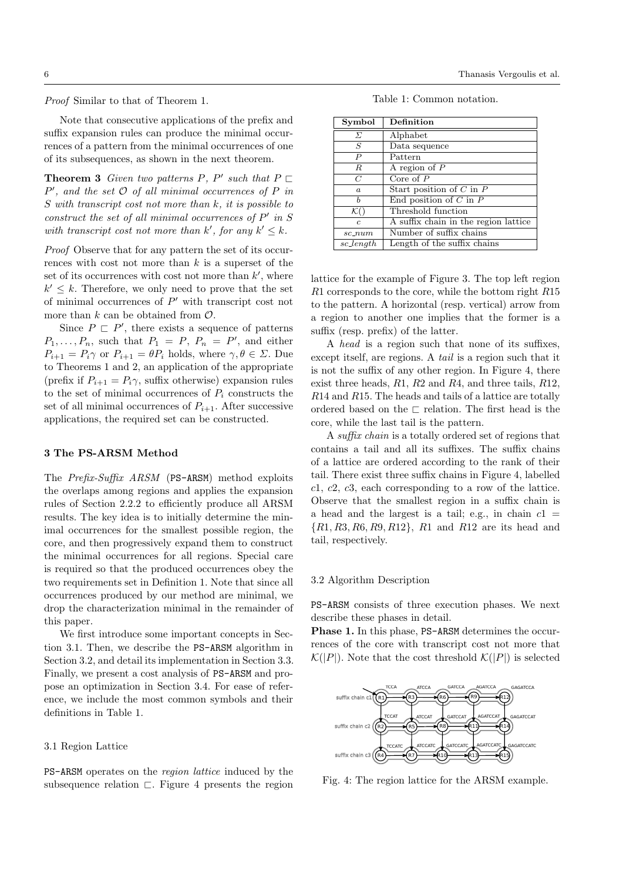*Proof* Similar to that of Theorem 1.

Note that consecutive applications of the prefix and suffix expansion rules can produce the minimal occurrences of a pattern from the minimal occurrences of one of its subsequences, as shown in the next theorem.

**Theorem 3** *Given two patterns $P$, $P'$ such that $P \sqsubset P'$, and the set $\mathcal{O}$ of all minimal occurrences of $P$ in $S$ with transcript cost not more than $k$, it is possible to construct the set of all minimal occurrences of $P'$ in $S$ with transcript cost not more than $k'$, for any $k' \leq k$.*

*Proof* Observe that for any pattern the set of its occurrences with cost not more than $k$ is a superset of the set of its occurrences with cost not more than $k'$, where $k' \leq k$. Therefore, we only need to prove that the set of minimal occurrences of $P'$ with transcript cost not more than $k$ can be obtained from $\mathcal{O}$.

Since $P \sqsubset P'$, there exists a sequence of patterns $P_1, \ldots, P_n$, such that $P_1 = P$, $P_n = P'$, and either $P_{i+1} = P_i\gamma$ or $P_{i+1} = \theta P_i$ holds, where $\gamma, \theta \in \Sigma$. Due to Theorems 1 and 2, an application of the appropriate (prefix if $P_{i+1} = P_i\gamma$, suffix otherwise) expansion rules to the set of minimal occurrences of $P_i$ constructs the set of all minimal occurrences of $P_{i+1}$. After successive applications, the required set can be constructed.

## 3 The PS-ARSM Method

The *Prefix-Suffix ARSM* (PS-ARSM) method exploits the overlaps among regions and applies the expansion rules of Section 2.2.2 to efficiently produce all ARSM results. The key idea is to initially determine the minimal occurrences for the smallest possible region, the core, and then progressively expand them to construct the minimal occurrences for all regions. Special care is required so that the produced occurrences obey the two requirements set in Definition 1. Note that since all occurrences produced by our method are minimal, we drop the characterization minimal in the remainder of this paper.

We first introduce some important concepts in Section 3.1. Then, we describe the PS-ARSM algorithm in Section 3.2, and detail its implementation in Section 3.3. Finally, we present a cost analysis of PS-ARSM and propose an optimization in Section 3.4. For ease of reference, we include the most common symbols and their definitions in Table 1.

Table 1: Common notation.

| Symbol | Definition |
|---|---|
| $\Sigma$ | Alphabet |
| $S$ | Data sequence |
| $P$ | Pattern |
| $R$ | A region of $P$ |
| $C$ | Core of $P$ |
| $a$ | Start position of $C$ in $P$ |
| $b$ | End position of $C$ in $P$ |
| $\mathcal{K}()$ | Threshold function |
| $c$ | A suffix chain in the region lattice |
| $sc\_num$ | Number of suffix chains |
| $sc\_length$ | Length of the suffix chains |

### 3.1 Region Lattice

PS-ARSM operates on the *region lattice* induced by the subsequence relation $\sqsubset$. Figure 4 presents the region lattice for the example of Figure 3. The top left region $R1$ corresponds to the core, while the bottom right $R15$ to the pattern. A horizontal (resp. vertical) arrow from a region to another one implies that the former is a suffix (resp. prefix) of the latter.

A *head* is a region such that none of its suffixes, except itself, are regions. A *tail* is a region such that it is not the suffix of any other region. In Figure 4, there exist three heads, $R1$, $R2$ and $R4$, and three tails, $R12$, $R14$ and $R15$. The heads and tails of a lattice are totally ordered based on the $\sqsubset$ relation. The first head is the core, while the last tail is the pattern.

A *suffix chain* is a totally ordered set of regions that contains a tail and all its suffixes. The suffix chains of a lattice are ordered according to the rank of their tail. There exist three suffix chains in Figure 4, labelled $c1$, $c2$, $c3$, each corresponding to a row of the lattice. Observe that the smallest region in a suffix chain is a head and the largest is a tail; e.g., in chain $c1 = \{R1, R3, R6, R9, R12\}$, $R1$ and $R12$ are its head and tail, respectively.

Fig. 4: The region lattice for the ARSM example.

### 3.2 Algorithm Description

PS-ARSM consists of three execution phases. We next describe these phases in detail.

**Phase 1.** In this phase, PS-ARSM determines the occurrences of the core with transcript cost not more that $\mathcal{K}(|P|)$. Note that the cost threshold $\mathcal{K}(|P|)$ is selected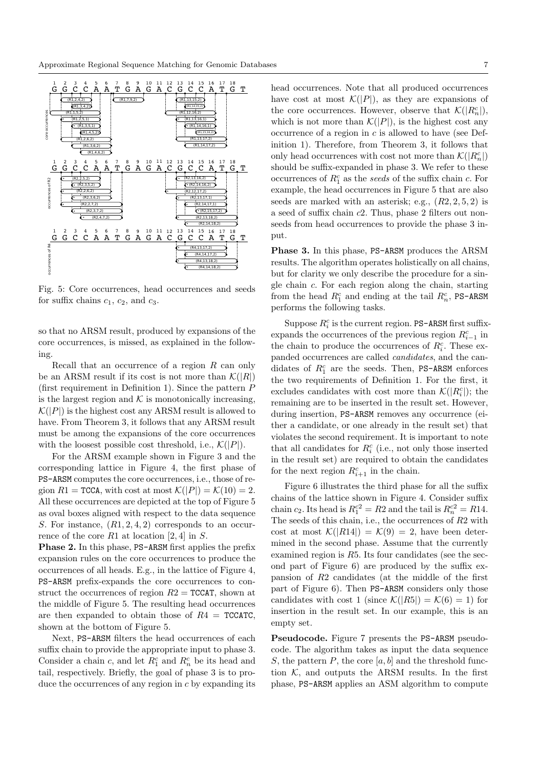Fig. 5: Core occurrences, head occurrences and seeds for suffix chains $c_1$, $c_2$, and $c_3$.

so that no ARSM result, produced by expansions of the core occurrences, is missed, as explained in the following.

Recall that an occurrence of a region $R$ can only be an ARSM result if its cost is not more than $\mathcal{K}(|R|)$ (first requirement in Definition 1). Since the pattern $P$ is the largest region and $\mathcal{K}$ is monotonically increasing, $\mathcal{K}(|P|)$ is the highest cost any ARSM result is allowed to have. From Theorem 3, it follows that any ARSM result must be among the expansions of the core occurrences with the loosest possible cost threshold, i.e., $\mathcal{K}(|P|)$.

For the ARSM example shown in Figure 3 and the corresponding lattice in Figure 4, the first phase of PS-ARSM computes the core occurrences, i.e., those of region $R1 =$ TCCA, with cost at most $\mathcal{K}(|P|) = \mathcal{K}(10) = 2$. All these occurrences are depicted at the top of Figure 5 as oval boxes aligned with respect to the data sequence $S$. For instance, $(R1, 2, 4, 2)$ corresponds to an occurrence of the core $R1$ at location $[2, 4]$ in $S$.

**Phase 2.** In this phase, PS-ARSM first applies the prefix expansion rules on the core occurrences to produce the occurrences of all heads. E.g., in the lattice of Figure 4, PS-ARSM prefix-expands the core occurrences to construct the occurrences of region $R2 =$ TCCAT, shown at the middle of Figure 5. The resulting head occurrences are then expanded to obtain those of $R4 =$ TCCATC, shown at the bottom of Figure 5.

Next, PS-ARSM filters the head occurrences of each suffix chain to provide the appropriate input to phase 3. Consider a chain $c$, and let $R^c_1$ and $R^c_n$ be its head and tail, respectively. Briefly, the goal of phase 3 is to produce the occurrences of any region in $c$ by expanding its head occurrences. Note that all produced occurrences have cost at most $\mathcal{K}(|P|)$, as they are expansions of the core occurrences. However, observe that $\mathcal{K}(|R^c_n|)$, which is not more than $\mathcal{K}(|P|)$, is the highest cost any occurrence of a region in $c$ is allowed to have (see Definition 1). Therefore, from Theorem 3, it follows that only head occurrences with cost not more than $\mathcal{K}(|R^c_n|)$ should be suffix-expanded in phase 3. We refer to these occurrences of $R^c_1$ as the *seeds* of the suffix chain $c$. For example, the head occurrences in Figure 5 that are also seeds are marked with an asterisk; e.g., $(R2, 2, 5, 2)$ is a seed of suffix chain $c2$. Thus, phase 2 filters out non-seeds from head occurrences to provide the phase 3 input.

**Phase 3.** In this phase, PS-ARSM produces the ARSM results. The algorithm operates holistically on all chains, but for clarity we only describe the procedure for a single chain $c$. For each region along the chain, starting from the head $R^c_1$ and ending at the tail $R^c_n$, PS-ARSM performs the following tasks.

Suppose $R^c_i$ is the current region. PS-ARSM first suffix-expands the occurrences of the previous region $R^c_{i-1}$ in the chain to produce the occurrences of $R^c_i$. These expanded occurrences are called *candidates*, and the candidates of $R^c_1$ are the seeds. Then, PS-ARSM enforces the two requirements of Definition 1. For the first, it excludes candidates with cost more than $\mathcal{K}(|R^c_i|)$; the remaining are to be inserted in the result set. However, during insertion, PS-ARSM removes any occurrence (either a candidate, or one already in the result set) that violates the second requirement. It is important to note that all candidates for $R^c_i$ (i.e., not only those inserted in the result set) are required to obtain the candidates for the next region $R^c_{i+1}$ in the chain.

Figure 6 illustrates the third phase for all the suffix chains of the lattice shown in Figure 4. Consider suffix chain $c_2$. Its head is $R^{c2}_1 = R2$ and the tail is $R^{c2}_n = R14$. The seeds of this chain, i.e., the occurrences of $R2$ with cost at most $\mathcal{K}(|R14|) = \mathcal{K}(9) = 2$, have been determined in the second phase. Assume that the currently examined region is $R5$. Its four candidates (see the second part of Figure 6) are produced by the suffix expansion of $R2$ candidates (at the middle of the first part of Figure 6). Then PS-ARSM considers only those candidates with cost 1 (since $\mathcal{K}(|R5|) = \mathcal{K}(6) = 1$) for insertion in the result set. In our example, this is an empty set.

**Pseudocode.** Figure 7 presents the PS-ARSM pseudocode. The algorithm takes as input the data sequence $S$, the pattern $P$, the core $[a, b]$ and the threshold function $\mathcal{K}$, and outputs the ARSM results. In the first phase, PS-ARSM applies an ASM algorithm to compute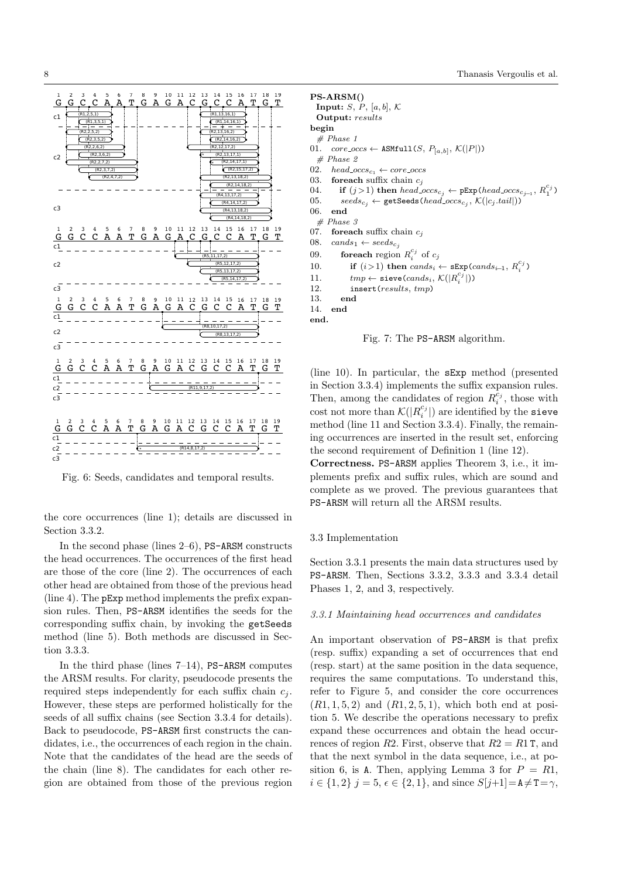Fig. 6: Seeds, candidates and temporal results.

the core occurrences (line 1); details are discussed in Section 3.3.2.

In the second phase (lines 2–6), PS-ARSM constructs the head occurrences. The occurrences of the first head are those of the core (line 2). The occurrences of each other head are obtained from those of the previous head (line 4). The pExp method implements the prefix expansion rules. Then, PS-ARSM identifies the seeds for the corresponding suffix chain, by invoking the getSeeds method (line 5). Both methods are discussed in Section 3.3.3.

In the third phase (lines 7–14), PS-ARSM computes the ARSM results. For clarity, pseudocode presents the required steps independently for each suffix chain $c_j$. However, these steps are performed holistically for the seeds of all suffix chains (see Section 3.3.4 for details). Back to pseudocode, PS-ARSM first constructs the candidates, i.e., the occurrences of each region in the chain. Note that the candidates of the head are the seeds of the chain (line 8). The candidates for each other region are obtained from those of the previous region

```
PS-ARSM()
  Input: S, P, [a,b], K
  Output: results
begin
  # Phase 1
01.  core_occs ← ASMfull(S, P_[a,b], K(|P|))
  # Phase 2
02.  head_occs_c1 ← core_occs
03.  foreach suffix chain c_j
04.     if (j>1) then head_occs_cj ← pExp(head_occs_c(j-1), R_1^(c_j))
05.     seeds_cj ← getSeeds(head_occs_cj, K(|c_j.tail|))
06.  end
  # Phase 3
07.  foreach suffix chain c_j
08.  cands_1 ← seeds_cj
09.     foreach region R_i^(c_j) of c_j
10.        if (i>1) then cands_i ← sExp(cands_(i-1), R_i^(c_j))
11.        tmp ← sieve(cands_i, K(|R_i^(c_j)|))
12.        insert(results, tmp)
13.     end
14.  end
end.
```

Fig. 7: The PS-ARSM algorithm.

(line 10). In particular, the sExp method (presented in Section 3.3.4) implements the suffix expansion rules. Then, among the candidates of region $R_i^{c_j}$, those with cost not more than $\mathcal{K}(|R_i^{c_j}|)$ are identified by the sieve method (line 11 and Section 3.3.4). Finally, the remaining occurrences are inserted in the result set, enforcing the second requirement of Definition 1 (line 12).

**Correctness.** PS-ARSM applies Theorem 3, i.e., it implements prefix and suffix rules, which are sound and complete as we proved. The previous guarantees that PS-ARSM will return all the ARSM results.

## 3.3 Implementation

Section 3.3.1 presents the main data structures used by PS-ARSM. Then, Sections 3.3.2, 3.3.3 and 3.3.4 detail Phases 1, 2, and 3, respectively.

### *3.3.1 Maintaining head occurrences and candidates*

An important observation of PS-ARSM is that prefix (resp. suffix) expanding a set of occurrences that end (resp. start) at the same position in the data sequence, requires the same computations. To understand this, refer to Figure 5, and consider the core occurrences $(R1, 1, 5, 2)$ and $(R1, 2, 5, 1)$, which both end at position 5. We describe the operations necessary to prefix expand these occurrences and obtain the head occurrences of region $R2$. First, observe that $R2 = R1\,\texttt{T}$, and that the next symbol in the data sequence, i.e., at position 6, is A. Then, applying Lemma 3 for $P = R1$, $i \in \{1, 2\}$ $j = 5$, $\epsilon \in \{2, 1\}$, and since $S[j+1] = \texttt{A} \neq \texttt{T} = \gamma$,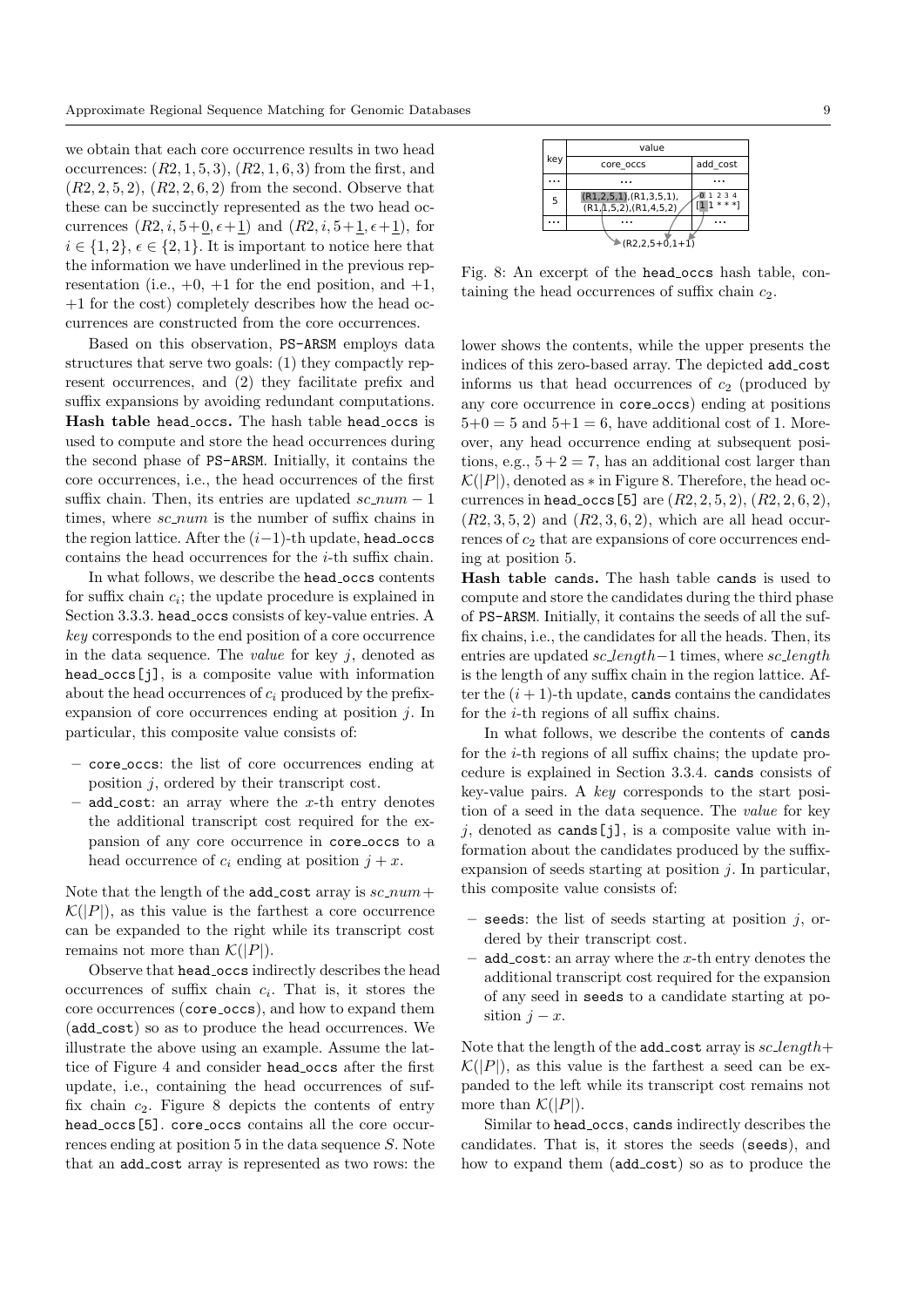we obtain that each core occurrence results in two head occurrences: $(R2, 1, 5, 3)$, $(R2, 1, 6, 3)$ from the first, and $(R2, 2, 5, 2)$, $(R2, 2, 6, 2)$ from the second. Observe that these can be succinctly represented as the two head occurrences $(R2, i, 5+\underline{0}, \epsilon+\underline{1})$ and $(R2, i, 5+\underline{1}, \epsilon+\underline{1})$, for $i \in \{1, 2\}$, $\epsilon \in \{2, 1\}$. It is important to notice here that the information we have underlined in the previous representation (i.e., $+0$, $+1$ for the end position, and $+1$, $+1$ for the cost) completely describes how the head occurrences are constructed from the core occurrences.

Based on this observation, PS-ARSM employs data structures that serve two goals: (1) they compactly represent occurrences, and (2) they facilitate prefix and suffix expansions by avoiding redundant computations.

**Hash table head_occs.** The hash table head_occs is used to compute and store the head occurrences during the second phase of PS-ARSM. Initially, it contains the core occurrences, i.e., the head occurrences of the first suffix chain. Then, its entries are updated $sc\_num - 1$ times, where $sc\_num$ is the number of suffix chains in the region lattice. After the $(i-1)$-th update, head_occs contains the head occurrences for the $i$-th suffix chain.

In what follows, we describe the head_occs contents for suffix chain $c_i$; the update procedure is explained in Section 3.3.3. head_occs consists of key-value entries. A *key* corresponds to the end position of a core occurrence in the data sequence. The *value* for key $j$, denoted as head_occs[j], is a composite value with information about the head occurrences of $c_i$ produced by the prefix-expansion of core occurrences ending at position $j$. In particular, this composite value consists of:

- core_occs: the list of core occurrences ending at position $j$, ordered by their transcript cost.
- add_cost: an array where the $x$-th entry denotes the additional transcript cost required for the expansion of any core occurrence in core_occs to a head occurrence of $c_i$ ending at position $j + x$.

Note that the length of the add_cost array is $sc\_num + \mathcal{K}(|P|)$, as this value is the farthest a core occurrence can be expanded to the right while its transcript cost remains not more than $\mathcal{K}(|P|)$.

Observe that head_occs indirectly describes the head occurrences of suffix chain $c_i$. That is, it stores the core occurrences (core_occs), and how to expand them (add_cost) so as to produce the head occurrences. We illustrate the above using an example. Assume the lattice of Figure 4 and consider head_occs after the first update, i.e., containing the head occurrences of suffix chain $c_2$. Figure 8 depicts the contents of entry head_occs[5]. core_occs contains all the core occurrences ending at position 5 in the data sequence $S$. Note that an add_cost array is represented as two rows: the lower shows the contents, while the upper presents the indices of this zero-based array. The depicted add_cost informs us that head occurrences of $c_2$ (produced by any core occurrence in core_occs) ending at positions $5+0 = 5$ and $5+1 = 6$, have additional cost of 1. Moreover, any head occurrence ending at subsequent positions, e.g., $5+2 = 7$, has an additional cost larger than $\mathcal{K}(|P|)$, denoted as $*$ in Figure 8. Therefore, the head occurrences in head_occs[5] are $(R2, 2, 5, 2)$, $(R2, 2, 6, 2)$, $(R2, 3, 5, 2)$ and $(R2, 3, 6, 2)$, which are all head occurrences of $c_2$ that are expansions of core occurrences ending at position 5.

| key | value | |
|---|---|---|
| | core_occs | add_cost |
| ... | ... | ... |
| 5 | (R1,2,5,1),(R1,3,5,1), (R1,1,5,2),(R1,4,5,2) | 0 1 2 3 4 / [1 1 * * *] |
| ... | ... | ... |

(R2,2,5+0,1+1)

Fig. 8: An excerpt of the head_occs hash table, containing the head occurrences of suffix chain $c_2$.

**Hash table cands.** The hash table cands is used to compute and store the candidates during the third phase of PS-ARSM. Initially, it contains the seeds of all the suffix chains, i.e., the candidates for all the heads. Then, its entries are updated $sc\_length-1$ times, where $sc\_length$ is the length of any suffix chain in the region lattice. After the $(i+1)$-th update, cands contains the candidates for the $i$-th regions of all suffix chains.

In what follows, we describe the contents of cands for the $i$-th regions of all suffix chains; the update procedure is explained in Section 3.3.4. cands consists of key-value pairs. A *key* corresponds to the start position of a seed in the data sequence. The *value* for key $j$, denoted as cands[j], is a composite value with information about the candidates produced by the suffix-expansion of seeds starting at position $j$. In particular, this composite value consists of:

- seeds: the list of seeds starting at position $j$, ordered by their transcript cost.
- add_cost: an array where the $x$-th entry denotes the additional transcript cost required for the expansion of any seed in seeds to a candidate starting at position $j - x$.

Note that the length of the add_cost array is $sc\_length + \mathcal{K}(|P|)$, as this value is the farthest a seed can be expanded to the left while its transcript cost remains not more than $\mathcal{K}(|P|)$.

Similar to head_occs, cands indirectly describes the candidates. That is, it stores the seeds (seeds), and how to expand them (add_cost) so as to produce the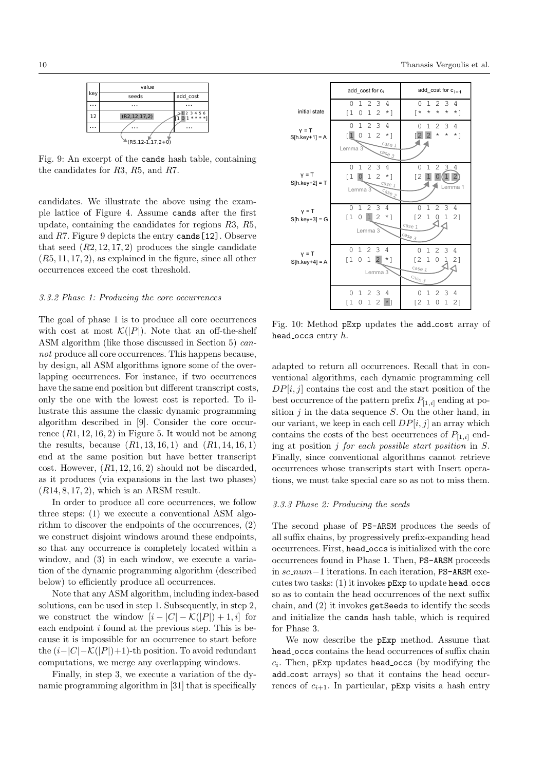| key | value | |
|---|---|---|
| | seeds | add_cost |
| ... | ... | ... |
| 12 | (R2,12,17,2) | 0 1 2 3 4 5 6 [1 0 1 * * * *] |
| ... | ... | ... |

(R5,12-1,17,2+0)

Fig. 9: An excerpt of the cands hash table, containing the candidates for $R3$, $R5$, and $R7$.

candidates. We illustrate the above using the example lattice of Figure 4. Assume cands after the first update, containing the candidates for regions $R3$, $R5$, and $R7$. Figure 9 depicts the entry cands[12]. Observe that seed $(R2, 12, 17, 2)$ produces the single candidate $(R5, 11, 17, 2)$, as explained in the figure, since all other occurrences exceed the cost threshold.

### 3.3.2 Phase 1: Producing the core occurrences

The goal of phase 1 is to produce all core occurrences with cost at most $\mathcal{K}(|P|)$. Note that an off-the-shelf ASM algorithm (like those discussed in Section 5) *cannot* produce all core occurrences. This happens because, by design, all ASM algorithms ignore some of the overlapping occurrences. For instance, if two occurrences have the same end position but different transcript costs, only the one with the lowest cost is reported. To illustrate this assume the classic dynamic programming algorithm described in [9]. Consider the core occurrence $(R1, 12, 16, 2)$ in Figure 5. It would not be among the results, because $(R1, 13, 16, 1)$ and $(R1, 14, 16, 1)$ end at the same position but have better transcript cost. However, $(R1, 12, 16, 2)$ should not be discarded, as it produces (via expansions in the last two phases) $(R14, 8, 17, 2)$, which is an ARSM result.

In order to produce all core occurrences, we follow three steps: (1) we execute a conventional ASM algorithm to discover the endpoints of the occurrences, (2) we construct disjoint windows around these endpoints, so that any occurrence is completely located within a window, and (3) in each window, we execute a variation of the dynamic programming algorithm (described below) to efficiently produce all occurrences.

Note that any ASM algorithm, including index-based solutions, can be used in step 1. Subsequently, in step 2, we construct the window $[i - |C| - \mathcal{K}(|P|) + 1, i]$ for each endpoint $i$ found at the previous step. This is because it is impossible for an occurrence to start before the $(i-|C|-\mathcal{K}(|P|)+1)$-th position. To avoid redundant computations, we merge any overlapping windows.

Finally, in step 3, we execute a variation of the dynamic programming algorithm in [31] that is specifically

| | add_cost for $c_i$ | add_cost for $c_{i+1}$ |
|---|---|---|
| initial state | 0 1 2 3 4 [1 0 1 2 *] | 0 1 2 3 4 [* * * * *] |
| γ = T, S[h.key+1] = A | 0 1 2 3 4 [1 0 1 2 *] (Lemma 3, case 1, case 3) | 0 1 2 3 4 [2 2 * * *] |
| γ = T, S[h.key+2] = T | 0 1 2 3 4 [1 0 1 2 *] (Lemma 3, case 1, case 2) | 0 1 2 3 4 [2 1 0 1 2] (Lemma 1) |
| γ = T, S[h.key+3] = G | 0 1 2 3 4 [1 0 1 2 *] (Lemma 3) | 0 1 2 3 4 [2 1 0 1 2] (case 1, case 3) |
| γ = T, S[h.key+4] = A | 0 1 2 3 4 [1 0 1 2 *] (Lemma 3) | 0 1 2 3 4 [2 1 0 1 2] (case 1, case 3) |
| | 0 1 2 3 4 [1 0 1 2 *] | 0 1 2 3 4 [2 1 0 1 2] |

Fig. 10: Method pExp updates the add_cost array of head_occs entry $h$.

adapted to return all occurrences. Recall that in conventional algorithms, each dynamic programming cell $DP[i, j]$ contains the cost and the start position of the best occurrence of the pattern prefix $P_{[1,i]}$ ending at position $j$ in the data sequence $S$. On the other hand, in our variant, we keep in each cell $DP[i, j]$ an array which contains the costs of the best occurrences of $P_{[1,i]}$ ending at position $j$ *for each possible start position* in $S$. Finally, since conventional algorithms cannot retrieve occurrences whose transcripts start with Insert operations, we must take special care so as not to miss them.

### 3.3.3 Phase 2: Producing the seeds

The second phase of PS-ARSM produces the seeds of all suffix chains, by progressively prefix-expanding head occurrences. First, head_occs is initialized with the core occurrences found in Phase 1. Then, PS-ARSM proceeds in $sc\_num-1$ iterations. In each iteration, PS-ARSM executes two tasks: (1) it invokes pExp to update head_occs so as to contain the head occurrences of the next suffix chain, and (2) it invokes getSeeds to identify the seeds and initialize the cands hash table, which is required for Phase 3.

We now describe the pExp method. Assume that head_occs contains the head occurrences of suffix chain $c_i$. Then, pExp updates head_occs (by modifying the add_cost arrays) so that it contains the head occurrences of $c_{i+1}$. In particular, pExp visits a hash entry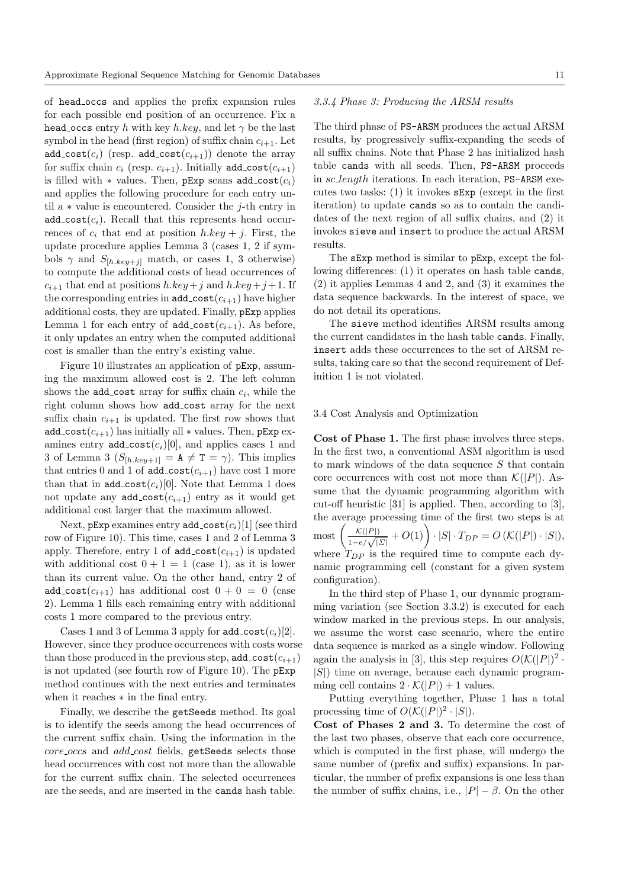of head_occs and applies the prefix expansion rules for each possible end position of an occurrence. Fix a head_occs entry $h$ with key $h.key$, and let $\gamma$ be the last symbol in the head (first region) of suffix chain $c_{i+1}$. Let add_cost($c_i$) (resp. add_cost($c_{i+1}$)) denote the array for suffix chain $c_i$ (resp. $c_{i+1}$). Initially add_cost($c_{i+1}$) is filled with $*$ values. Then, pExp scans add_cost($c_i$) and applies the following procedure for each entry until a $*$ value is encountered. Consider the $j$-th entry in add_cost($c_i$). Recall that this represents head occurrences of $c_i$ that end at position $h.key + j$. First, the update procedure applies Lemma 3 (cases 1, 2 if symbols $\gamma$ and $S_{[h.key+j]}$ match, or cases 1, 3 otherwise) to compute the additional costs of head occurrences of $c_{i+1}$ that end at positions $h.key+j$ and $h.key+j+1$. If the corresponding entries in add_cost($c_{i+1}$) have higher additional costs, they are updated. Finally, pExp applies Lemma 1 for each entry of add_cost($c_{i+1}$). As before, it only updates an entry when the computed additional cost is smaller than the entry's existing value.

Figure 10 illustrates an application of pExp, assuming the maximum allowed cost is 2. The left column shows the add_cost array for suffix chain $c_i$, while the right column shows how add_cost array for the next suffix chain $c_{i+1}$ is updated. The first row shows that add_cost($c_{i+1}$) has initially all $*$ values. Then, pExp examines entry add_cost($c_i$)[0], and applies cases 1 and 3 of Lemma 3 ($S_{[h.key+1]} = \mathtt{A} \neq \mathtt{T} = \gamma$). This implies that entries 0 and 1 of add_cost($c_{i+1}$) have cost 1 more than that in add_cost($c_i$)[0]. Note that Lemma 1 does not update any add_cost($c_{i+1}$) entry as it would get additional cost larger that the maximum allowed.

Next, pExp examines entry add_cost($c_i$)[1] (see third row of Figure 10). This time, cases 1 and 2 of Lemma 3 apply. Therefore, entry 1 of add_cost($c_{i+1}$) is updated with additional cost $0 + 1 = 1$ (case 1), as it is lower than its current value. On the other hand, entry 2 of add_cost($c_{i+1}$) has additional cost $0 + 0 = 0$ (case 2). Lemma 1 fills each remaining entry with additional costs 1 more compared to the previous entry.

Cases 1 and 3 of Lemma 3 apply for add_cost($c_i$)[2]. However, since they produce occurrences with costs worse than those produced in the previous step, add_cost($c_{i+1}$) is not updated (see fourth row of Figure 10). The pExp method continues with the next entries and terminates when it reaches $*$ in the final entry.

Finally, we describe the getSeeds method. Its goal is to identify the seeds among the head occurrences of the current suffix chain. Using the information in the *core_occs* and *add_cost* fields, getSeeds selects those head occurrences with cost not more than the allowable for the current suffix chain. The selected occurrences are the seeds, and are inserted in the cands hash table.

#### 3.3.4 Phase 3: Producing the ARSM results

The third phase of PS-ARSM produces the actual ARSM results, by progressively suffix-expanding the seeds of all suffix chains. Note that Phase 2 has initialized hash table cands with all seeds. Then, PS-ARSM proceeds in *sc_length* iterations. In each iteration, PS-ARSM executes two tasks: (1) it invokes sExp (except in the first iteration) to update cands so as to contain the candidates of the next region of all suffix chains, and (2) it invokes sieve and insert to produce the actual ARSM results.

The sExp method is similar to pExp, except the following differences: (1) it operates on hash table cands, (2) it applies Lemmas 4 and 2, and (3) it examines the data sequence backwards. In the interest of space, we do not detail its operations.

The sieve method identifies ARSM results among the current candidates in the hash table cands. Finally, insert adds these occurrences to the set of ARSM results, taking care so that the second requirement of Definition 1 is not violated.

### 3.4 Cost Analysis and Optimization

**Cost of Phase 1.** The first phase involves three steps. In the first two, a conventional ASM algorithm is used to mark windows of the data sequence $S$ that contain core occurrences with cost not more than $\mathcal{K}(|P|)$. Assume that the dynamic programming algorithm with cut-off heuristic [31] is applied. Then, according to [3], the average processing time of the first two steps is at most $\left(\frac{\mathcal{K}(|P|)}{1-e/\sqrt{|\Sigma|}} + O(1)\right) \cdot |S| \cdot T_{DP} = O\left(\mathcal{K}(|P|) \cdot |S|\right)$, where $T_{DP}$ is the required time to compute each dynamic programming cell (constant for a given system configuration).

In the third step of Phase 1, our dynamic programming variation (see Section 3.3.2) is executed for each window marked in the previous steps. In our analysis, we assume the worst case scenario, where the entire data sequence is marked as a single window. Following again the analysis in [3], this step requires $O(\mathcal{K}(|P|)^2 \cdot |S|)$ time on average, because each dynamic programming cell contains $2 \cdot \mathcal{K}(|P|) + 1$ values.

Putting everything together, Phase 1 has a total processing time of $O(\mathcal{K}(|P|)^2 \cdot |S|)$.

**Cost of Phases 2 and 3.** To determine the cost of the last two phases, observe that each core occurrence, which is computed in the first phase, will undergo the same number of (prefix and suffix) expansions. In particular, the number of prefix expansions is one less than the number of suffix chains, i.e., $|P| - \beta$. On the other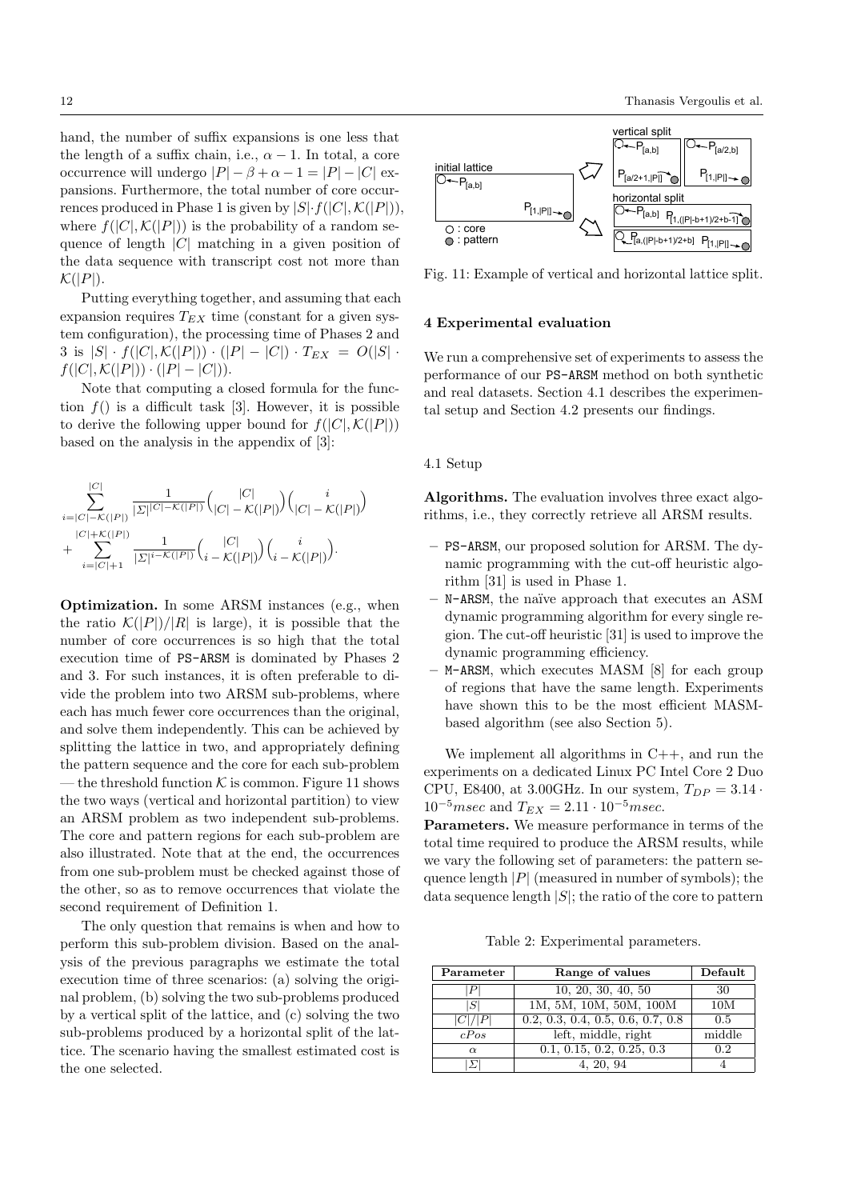hand, the number of suffix expansions is one less that the length of a suffix chain, i.e., $\alpha - 1$. In total, a core occurrence will undergo $|P| - \beta + \alpha - 1 = |P| - |C|$ expansions. Furthermore, the total number of core occurrences produced in Phase 1 is given by $|S| \cdot f(|C|, \mathcal{K}(|P|))$, where $f(|C|, \mathcal{K}(|P|))$ is the probability of a random sequence of length $|C|$ matching in a given position of the data sequence with transcript cost not more than $\mathcal{K}(|P|)$.

Putting everything together, and assuming that each expansion requires $T_{EX}$ time (constant for a given system configuration), the processing time of Phases 2 and 3 is $|S| \cdot f(|C|, \mathcal{K}(|P|)) \cdot (|P| - |C|) \cdot T_{EX} = O(|S| \cdot f(|C|, \mathcal{K}(|P|)) \cdot (|P| - |C|))$.

Note that computing a closed formula for the function $f()$ is a difficult task [3]. However, it is possible to derive the following upper bound for $f(|C|, \mathcal{K}(|P|))$ based on the analysis in the appendix of [3]:

$$\sum_{i=|C|-\mathcal{K}(|P|)}^{|C|} \frac{1}{|\Sigma|^{|C|-\mathcal{K}(|P|)}} \binom{|C|}{|C|-\mathcal{K}(|P|)} \binom{i}{|C|-\mathcal{K}(|P|)} + \sum_{i=|C|+1}^{|C|+\mathcal{K}(|P|)} \frac{1}{|\Sigma|^{i-\mathcal{K}(|P|)}} \binom{|C|}{i-\mathcal{K}(|P|)} \binom{i}{i-\mathcal{K}(|P|)}.$$

**Optimization.** In some ARSM instances (e.g., when the ratio $\mathcal{K}(|P|)/|R|$ is large), it is possible that the number of core occurrences is so high that the total execution time of PS-ARSM is dominated by Phases 2 and 3. For such instances, it is often preferable to divide the problem into two ARSM sub-problems, where each has much fewer core occurrences than the original, and solve them independently. This can be achieved by splitting the lattice in two, and appropriately defining the pattern sequence and the core for each sub-problem — the threshold function $\mathcal{K}$ is common. Figure 11 shows the two ways (vertical and horizontal partition) to view an ARSM problem as two independent sub-problems. The core and pattern regions for each sub-problem are also illustrated. Note that at the end, the occurrences from one sub-problem must be checked against those of the other, so as to remove occurrences that violate the second requirement of Definition 1.

The only question that remains is when and how to perform this sub-problem division. Based on the analysis of the previous paragraphs we estimate the total execution time of three scenarios: (a) solving the original problem, (b) solving the two sub-problems produced by a vertical split of the lattice, and (c) solving the two sub-problems produced by a horizontal split of the lattice. The scenario having the smallest estimated cost is the one selected.

Fig. 11: Example of vertical and horizontal lattice split.

## 4 Experimental evaluation

We run a comprehensive set of experiments to assess the performance of our PS-ARSM method on both synthetic and real datasets. Section 4.1 describes the experimental setup and Section 4.2 presents our findings.

### 4.1 Setup

**Algorithms.** The evaluation involves three exact algorithms, i.e., they correctly retrieve all ARSM results.

- PS-ARSM, our proposed solution for ARSM. The dynamic programming with the cut-off heuristic algorithm [31] is used in Phase 1.
- N-ARSM, the naïve approach that executes an ASM dynamic programming algorithm for every single region. The cut-off heuristic [31] is used to improve the dynamic programming efficiency.
- M-ARSM, which executes MASM [8] for each group of regions that have the same length. Experiments have shown this to be the most efficient MASM-based algorithm (see also Section 5).

We implement all algorithms in C++, and run the experiments on a dedicated Linux PC Intel Core 2 Duo CPU, E8400, at 3.00GHz. In our system, $T_{DP} = 3.14 \cdot 10^{-5} msec$ and $T_{EX} = 2.11 \cdot 10^{-5} msec$.

**Parameters.** We measure performance in terms of the total time required to produce the ARSM results, while we vary the following set of parameters: the pattern sequence length $|P|$ (measured in number of symbols); the data sequence length $|S|$; the ratio of the core to pattern

Table 2: Experimental parameters.

| Parameter | Range of values | Default |
|---|---|---|
| $\lvert P \rvert$ | 10, 20, 30, 40, 50 | 30 |
| $\lvert S \rvert$ | 1M, 5M, 10M, 50M, 100M | 10M |
| $\lvert C \rvert / \lvert P \rvert$ | 0.2, 0.3, 0.4, 0.5, 0.6, 0.7, 0.8 | 0.5 |
| $cPos$ | left, middle, right | middle |
| $\alpha$ | 0.1, 0.15, 0.2, 0.25, 0.3 | 0.2 |
| $\lvert \Sigma \rvert$ | 4, 20, 94 | 4 |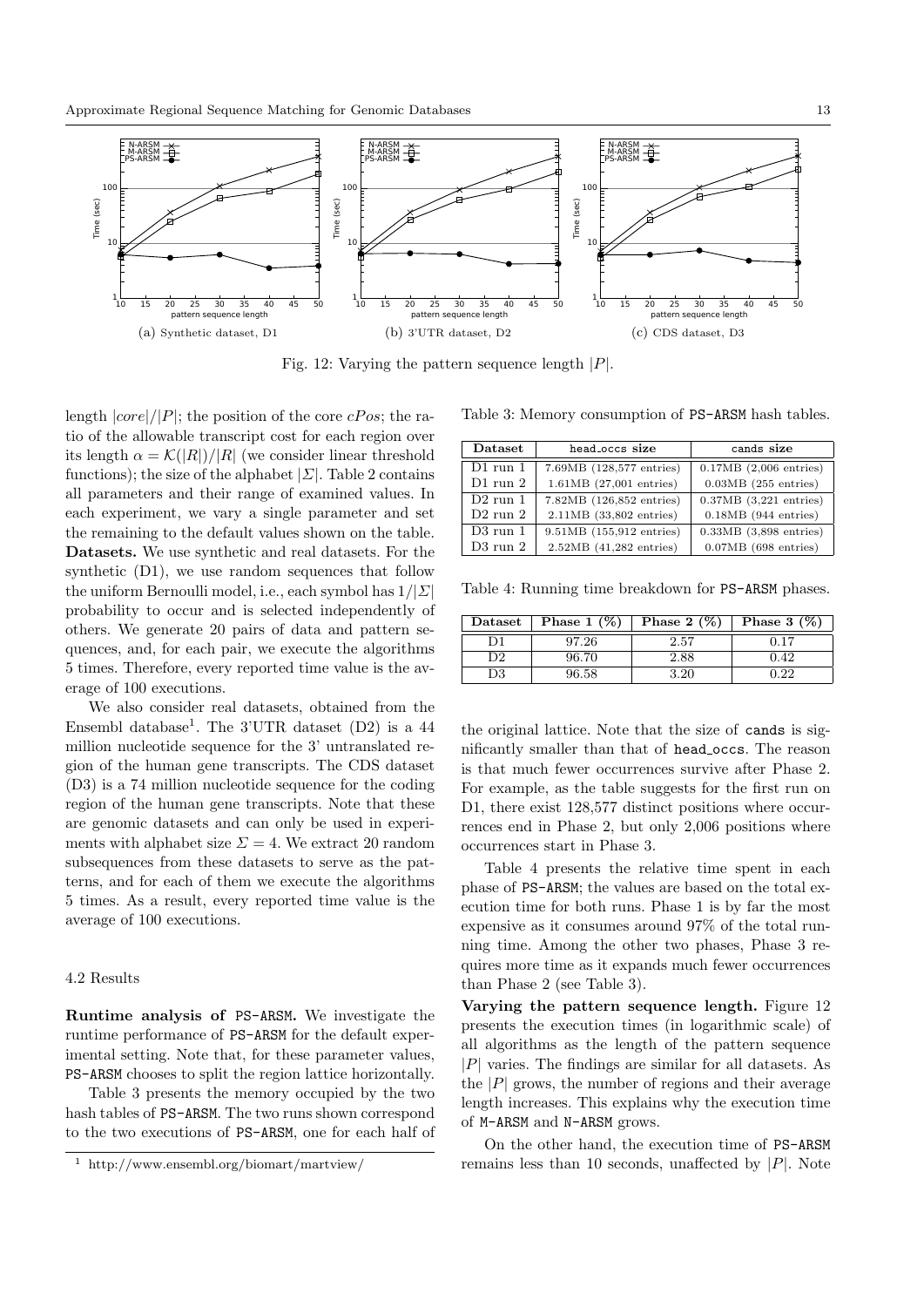Fig. 12: Varying the pattern sequence length $|P|$.

(a) Synthetic dataset, D1

(b) 3'UTR dataset, D2

(c) CDS dataset, D3

length $|core|/|P|$; the position of the core $cPos$; the ratio of the allowable transcript cost for each region over its length $\alpha = \mathcal{K}(|R|)/|R|$ (we consider linear threshold functions); the size of the alphabet $|\Sigma|$. Table 2 contains all parameters and their range of examined values. In each experiment, we vary a single parameter and set the remaining to the default values shown on the table.

**Datasets.** We use synthetic and real datasets. For the synthetic (D1), we use random sequences that follow the uniform Bernoulli model, i.e., each symbol has $1/|\Sigma|$ probability to occur and is selected independently of others. We generate 20 pairs of data and pattern sequences, and, for each pair, we execute the algorithms 5 times. Therefore, every reported time value is the average of 100 executions.

We also consider real datasets, obtained from the Ensembl database[1]. The 3'UTR dataset (D2) is a 44 million nucleotide sequence for the 3' untranslated region of the human gene transcripts. The CDS dataset (D3) is a 74 million nucleotide sequence for the coding region of the human gene transcripts. Note that these are genomic datasets and can only be used in experiments with alphabet size $\Sigma = 4$. We extract 20 random subsequences from these datasets to serve as the patterns, and for each of them we execute the algorithms 5 times. As a result, every reported time value is the average of 100 executions.

### 4.2 Results

**Runtime analysis of PS-ARSM.** We investigate the runtime performance of PS-ARSM for the default experimental setting. Note that, for these parameter values, PS-ARSM chooses to split the region lattice horizontally.

Table 3 presents the memory occupied by the two hash tables of PS-ARSM. The two runs shown correspond to the two executions of PS-ARSM, one for each half of the original lattice. Note that the size of cands is significantly smaller than that of head_occs. The reason is that much fewer occurrences survive after Phase 2. For example, as the table suggests for the first run on D1, there exist 128,577 distinct positions where occurrences end in Phase 2, but only 2,006 positions where occurrences start in Phase 3.

Table 3: Memory consumption of PS-ARSM hash tables.

| Dataset | head_occs size | cands size |
|---|---|---|
| D1 run 1 | 7.69MB (128,577 entries) | 0.17MB (2,006 entries) |
| D1 run 2 | 1.61MB (27,001 entries) | 0.03MB (255 entries) |
| D2 run 1 | 7.82MB (126,852 entries) | 0.37MB (3,221 entries) |
| D2 run 2 | 2.11MB (33,802 entries) | 0.18MB (944 entries) |
| D3 run 1 | 9.51MB (155,912 entries) | 0.33MB (3,898 entries) |
| D3 run 2 | 2.52MB (41,282 entries) | 0.07MB (698 entries) |

Table 4: Running time breakdown for PS-ARSM phases.

| Dataset | Phase 1 (%) | Phase 2 (%) | Phase 3 (%) |
|---|---|---|---|
| D1 | 97.26 | 2.57 | 0.17 |
| D2 | 96.70 | 2.88 | 0.42 |
| D3 | 96.58 | 3.20 | 0.22 |

Table 4 presents the relative time spent in each phase of PS-ARSM; the values are based on the total execution time for both runs. Phase 1 is by far the most expensive as it consumes around 97% of the total running time. Among the other two phases, Phase 3 requires more time as it expands much fewer occurrences than Phase 2 (see Table 3).

**Varying the pattern sequence length.** Figure 12 presents the execution times (in logarithmic scale) of all algorithms as the length of the pattern sequence $|P|$ varies. The findings are similar for all datasets. As the $|P|$ grows, the number of regions and their average length increases. This explains why the execution time of M-ARSM and N-ARSM grows.

On the other hand, the execution time of PS-ARSM remains less than 10 seconds, unaffected by $|P|$. Note

[1] http://www.ensembl.org/biomart/martview/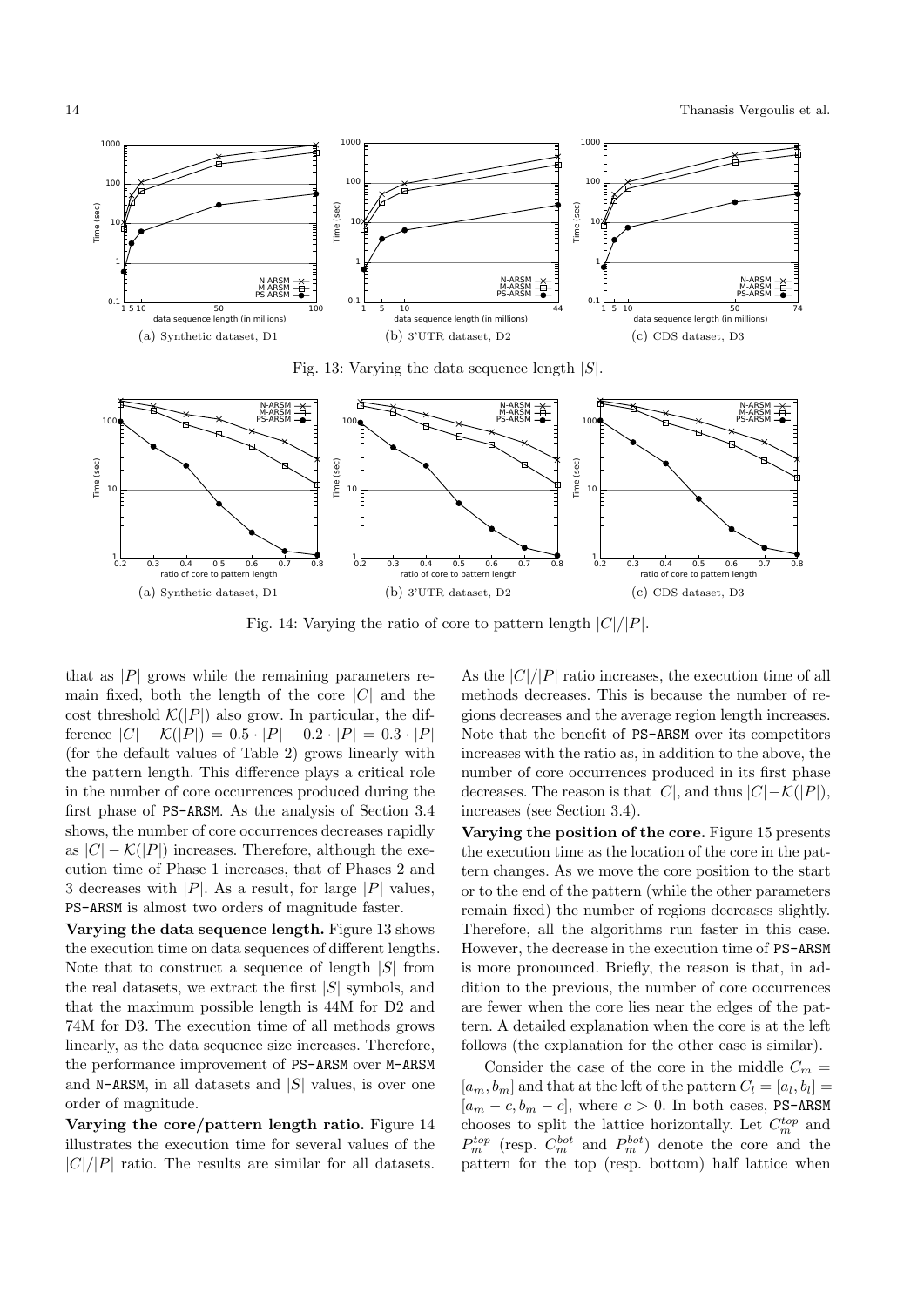(a) Synthetic dataset, D1

(b) 3'UTR dataset, D2

(c) CDS dataset, D3

Fig. 13: Varying the data sequence length $|S|$.

(a) Synthetic dataset, D1

(b) 3'UTR dataset, D2

(c) CDS dataset, D3

Fig. 14: Varying the ratio of core to pattern length $|C|/|P|$.

that as $|P|$ grows while the remaining parameters remain fixed, both the length of the core $|C|$ and the cost threshold $\mathcal{K}(|P|)$ also grow. In particular, the difference $|C| - \mathcal{K}(|P|) = 0.5 \cdot |P| - 0.2 \cdot |P| = 0.3 \cdot |P|$ (for the default values of Table 2) grows linearly with the pattern length. This difference plays a critical role in the number of core occurrences produced during the first phase of PS-ARSM. As the analysis of Section 3.4 shows, the number of core occurrences decreases rapidly as $|C| - \mathcal{K}(|P|)$ increases. Therefore, although the execution time of Phase 1 increases, that of Phases 2 and 3 decreases with $|P|$. As a result, for large $|P|$ values, PS-ARSM is almost two orders of magnitude faster.

**Varying the data sequence length.** Figure 13 shows the execution time on data sequences of different lengths. Note that to construct a sequence of length $|S|$ from the real datasets, we extract the first $|S|$ symbols, and that the maximum possible length is 44M for D2 and 74M for D3. The execution time of all methods grows linearly, as the data sequence size increases. Therefore, the performance improvement of PS-ARSM over M-ARSM and N-ARSM, in all datasets and $|S|$ values, is over one order of magnitude.

**Varying the core/pattern length ratio.** Figure 14 illustrates the execution time for several values of the $|C|/|P|$ ratio. The results are similar for all datasets. As the $|C|/|P|$ ratio increases, the execution time of all methods decreases. This is because the number of regions decreases and the average region length increases. Note that the benefit of PS-ARSM over its competitors increases with the ratio as, in addition to the above, the number of core occurrences produced in its first phase decreases. The reason is that $|C|$, and thus $|C| - \mathcal{K}(|P|)$, increases (see Section 3.4).

**Varying the position of the core.** Figure 15 presents the execution time as the location of the core in the pattern changes. As we move the core position to the start or to the end of the pattern (while the other parameters remain fixed) the number of regions decreases slightly. Therefore, all the algorithms run faster in this case. However, the decrease in the execution time of PS-ARSM is more pronounced. Briefly, the reason is that, in addition to the previous, the number of core occurrences are fewer when the core lies near the edges of the pattern. A detailed explanation when the core is at the left follows (the explanation for the other case is similar).

Consider the case of the core in the middle $C_m = [a_m, b_m]$ and that at the left of the pattern $C_l = [a_l, b_l] = [a_m - c, b_m - c]$, where $c > 0$. In both cases, PS-ARSM chooses to split the lattice horizontally. Let $C_m^{top}$ and $P_m^{top}$ (resp. $C_m^{bot}$ and $P_m^{bot}$) denote the core and the pattern for the top (resp. bottom) half lattice when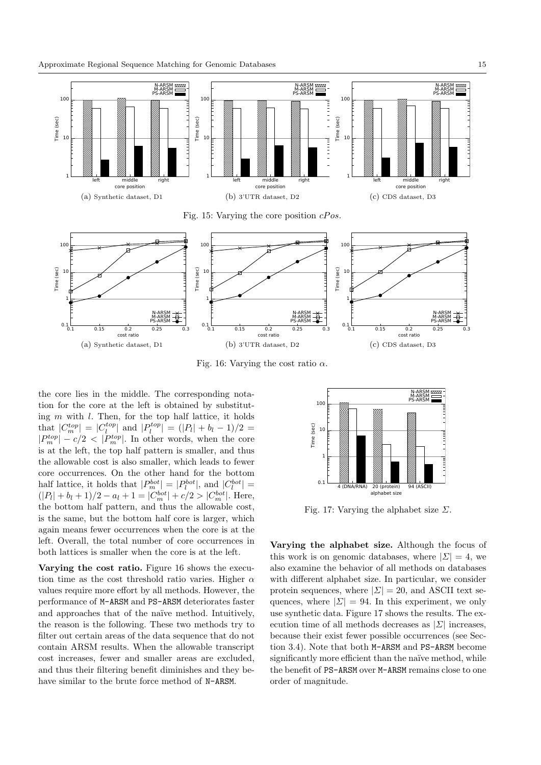(a) Synthetic dataset, D1

(b) 3'UTR dataset, D2

(c) CDS dataset, D3

Fig. 15: Varying the core position $cPos$.

(a) Synthetic dataset, D1

(b) 3'UTR dataset, D2

(c) CDS dataset, D3

Fig. 16: Varying the cost ratio $\alpha$.

the core lies in the middle. The corresponding notation for the core at the left is obtained by substituting $m$ with $l$. Then, for the top half lattice, it holds that $|C_m^{top}| = |C_l^{top}|$ and $|P_l^{top}| = (|P_l| + b_l - 1)/2 = |P_m^{top}| - c/2 < |P_m^{top}|$. In other words, when the core is at the left, the top half pattern is smaller, and thus the allowable cost is also smaller, which leads to fewer core occurrences. On the other hand for the bottom half lattice, it holds that $|P_m^{bot}| = |P_l^{bot}|$, and $|C_l^{bot}| = (|P_l| + b_l + 1)/2 - a_l + 1 = |C_m^{bot}| + c/2 > |C_m^{bot}|$. Here, the bottom half pattern, and thus the allowable cost, is the same, but the bottom half core is larger, which again means fewer occurrences when the core is at the left. Overall, the total number of core occurrences in both lattices is smaller when the core is at the left.

**Varying the cost ratio.** Figure 16 shows the execution time as the cost threshold ratio varies. Higher $\alpha$ values require more effort by all methods. However, the performance of M-ARSM and PS-ARSM deteriorates faster and approaches that of the naïve method. Intuitively, the reason is the following. These two methods try to filter out certain areas of the data sequence that do not contain ARSM results. When the allowable transcript cost increases, fewer and smaller areas are excluded, and thus their filtering benefit diminishes and they behave similar to the brute force method of N-ARSM.

Fig. 17: Varying the alphabet size $\Sigma$.

**Varying the alphabet size.** Although the focus of this work is on genomic databases, where $|\Sigma| = 4$, we also examine the behavior of all methods on databases with different alphabet size. In particular, we consider protein sequences, where $|\Sigma| = 20$, and ASCII text sequences, where $|\Sigma| = 94$. In this experiment, we only use synthetic data. Figure 17 shows the results. The execution time of all methods decreases as $|\Sigma|$ increases, because their exist fewer possible occurrences (see Section 3.4). Note that both M-ARSM and PS-ARSM become significantly more efficient than the naïve method, while the benefit of PS-ARSM over M-ARSM remains close to one order of magnitude.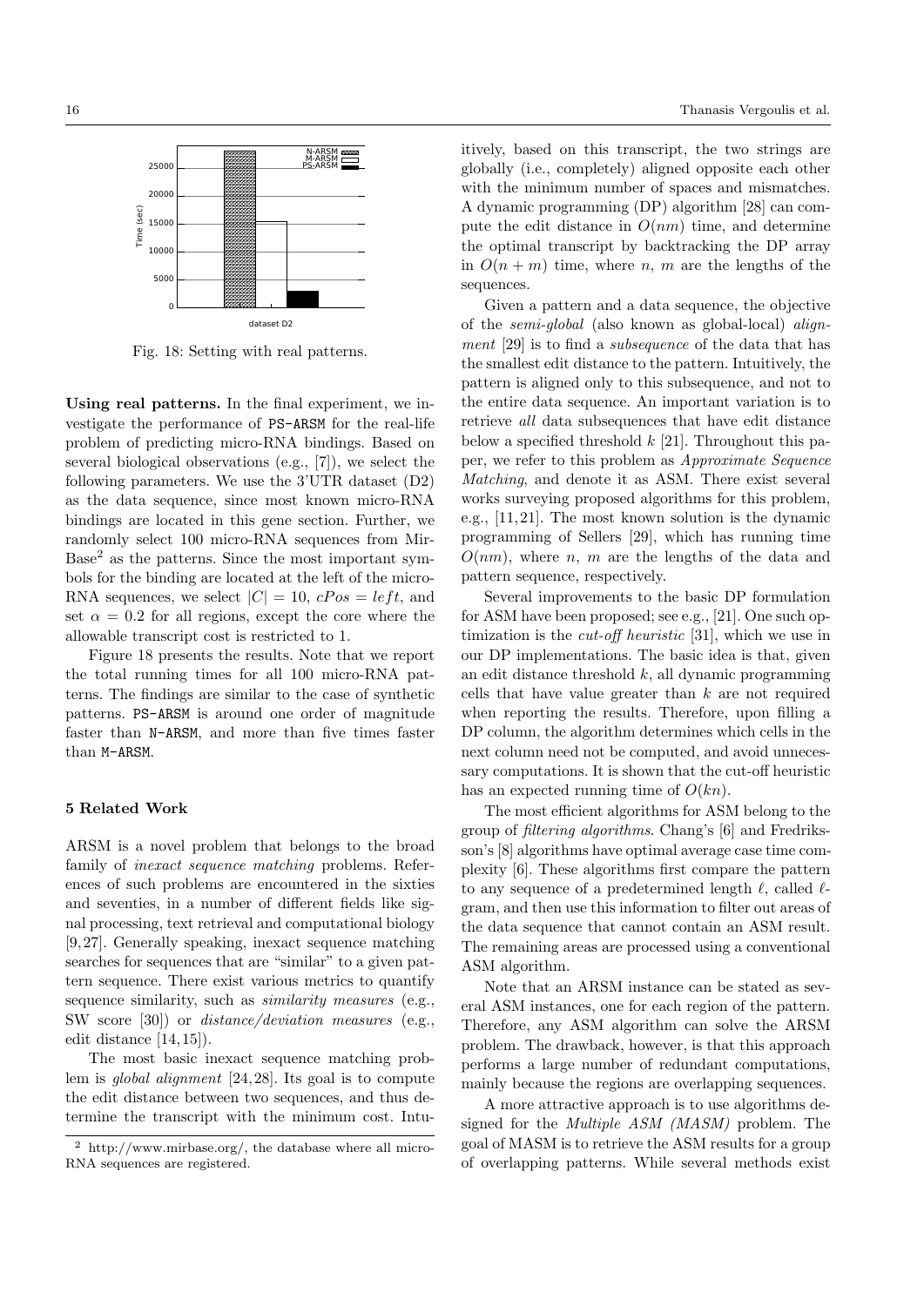Fig. 18: Setting with real patterns.

**Using real patterns.** In the final experiment, we investigate the performance of `PS-ARSM` for the real-life problem of predicting micro-RNA bindings. Based on several biological observations (e.g., [7]), we select the following parameters. We use the 3'UTR dataset (D2) as the data sequence, since most known micro-RNA bindings are located in this gene section. Further, we randomly select 100 micro-RNA sequences from MirBase[2] as the patterns. Since the most important symbols for the binding are located at the left of the micro-RNA sequences, we select $|C| = 10$, $cPos = left$, and set $\alpha = 0.2$ for all regions, except the core where the allowable transcript cost is restricted to 1.

Figure 18 presents the results. Note that we report the total running times for all 100 micro-RNA patterns. The findings are similar to the case of synthetic patterns. `PS-ARSM` is around one order of magnitude faster than `N-ARSM`, and more than five times faster than `M-ARSM`.

## 5 Related Work

ARSM is a novel problem that belongs to the broad family of *inexact sequence matching* problems. References of such problems are encountered in the sixties and seventies, in a number of different fields like signal processing, text retrieval and computational biology [9,27]. Generally speaking, inexact sequence matching searches for sequences that are "similar" to a given pattern sequence. There exist various metrics to quantify sequence similarity, such as *similarity measures* (e.g., SW score [30]) or *distance/deviation measures* (e.g., edit distance [14,15]).

The most basic inexact sequence matching problem is *global alignment* [24,28]. Its goal is to compute the edit distance between two sequences, and thus determine the transcript with the minimum cost. Intuitively, based on this transcript, the two strings are globally (i.e., completely) aligned opposite each other with the minimum number of spaces and mismatches. A dynamic programming (DP) algorithm [28] can compute the edit distance in $O(nm)$ time, and determine the optimal transcript by backtracking the DP array in $O(n+m)$ time, where $n$, $m$ are the lengths of the sequences.

Given a pattern and a data sequence, the objective of the *semi-global* (also known as global-local) *alignment* [29] is to find a *subsequence* of the data that has the smallest edit distance to the pattern. Intuitively, the pattern is aligned only to this subsequence, and not to the entire data sequence. An important variation is to retrieve *all* data subsequences that have edit distance below a specified threshold $k$ [21]. Throughout this paper, we refer to this problem as *Approximate Sequence Matching*, and denote it as ASM. There exist several works surveying proposed algorithms for this problem, e.g., [11,21]. The most known solution is the dynamic programming of Sellers [29], which has running time $O(nm)$, where $n$, $m$ are the lengths of the data and pattern sequence, respectively.

Several improvements to the basic DP formulation for ASM have been proposed; see e.g., [21]. One such optimization is the *cut-off heuristic* [31], which we use in our DP implementations. The basic idea is that, given an edit distance threshold $k$, all dynamic programming cells that have value greater than $k$ are not required when reporting the results. Therefore, upon filling a DP column, the algorithm determines which cells in the next column need not be computed, and avoid unnecessary computations. It is shown that the cut-off heuristic has an expected running time of $O(kn)$.

The most efficient algorithms for ASM belong to the group of *filtering algorithms*. Chang's [6] and Fredriksson's [8] algorithms have optimal average case time complexity [6]. These algorithms first compare the pattern to any sequence of a predetermined length $\ell$, called $\ell$-gram, and then use this information to filter out areas of the data sequence that cannot contain an ASM result. The remaining areas are processed using a conventional ASM algorithm.

Note that an ARSM instance can be stated as several ASM instances, one for each region of the pattern. Therefore, any ASM algorithm can solve the ARSM problem. The drawback, however, is that this approach performs a large number of redundant computations, mainly because the regions are overlapping sequences.

A more attractive approach is to use algorithms designed for the *Multiple ASM (MASM)* problem. The goal of MASM is to retrieve the ASM results for a group of overlapping patterns. While several methods exist

[2] http://www.mirbase.org/, the database where all micro-RNA sequences are registered.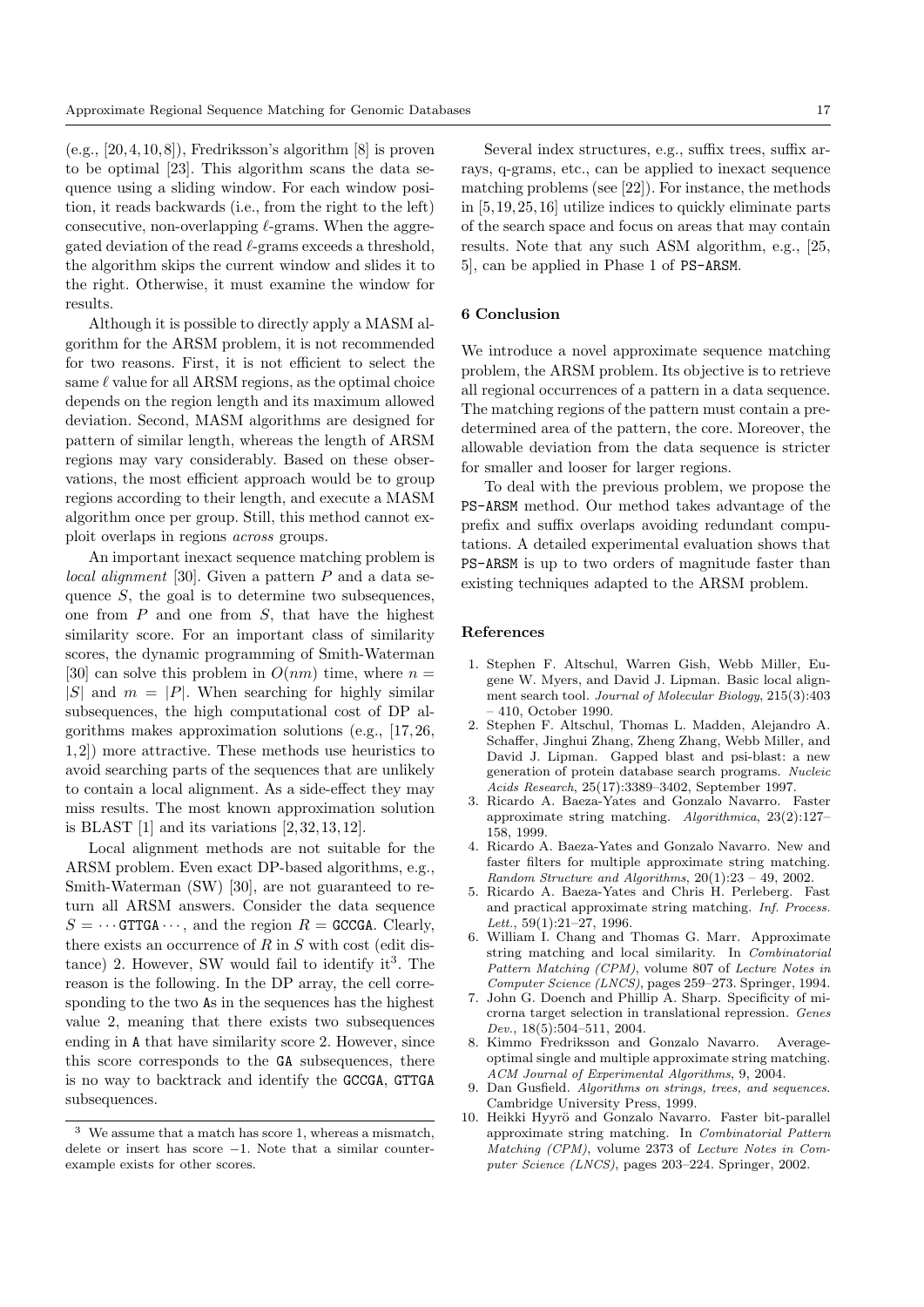(e.g., [20, 4, 10, 8]), Fredriksson's algorithm [8] is proven to be optimal [23]. This algorithm scans the data sequence using a sliding window. For each window position, it reads backwards (i.e., from the right to the left) consecutive, non-overlapping $\ell$-grams. When the aggregated deviation of the read $\ell$-grams exceeds a threshold, the algorithm skips the current window and slides it to the right. Otherwise, it must examine the window for results.

Although it is possible to directly apply a MASM algorithm for the ARSM problem, it is not recommended for two reasons. First, it is not efficient to select the same $\ell$ value for all ARSM regions, as the optimal choice depends on the region length and its maximum allowed deviation. Second, MASM algorithms are designed for pattern of similar length, whereas the length of ARSM regions may vary considerably. Based on these observations, the most efficient approach would be to group regions according to their length, and execute a MASM algorithm once per group. Still, this method cannot exploit overlaps in regions *across* groups.

An important inexact sequence matching problem is *local alignment* [30]. Given a pattern $P$ and a data sequence $S$, the goal is to determine two subsequences, one from $P$ and one from $S$, that have the highest similarity score. For an important class of similarity scores, the dynamic programming of Smith-Waterman [30] can solve this problem in $O(nm)$ time, where $n = |S|$ and $m = |P|$. When searching for highly similar subsequences, the high computational cost of DP algorithms makes approximation solutions (e.g., [17, 26, 1, 2]) more attractive. These methods use heuristics to avoid searching parts of the sequences that are unlikely to contain a local alignment. As a side-effect they may miss results. The most known approximation solution is BLAST [1] and its variations [2, 32, 13, 12].

Local alignment methods are not suitable for the ARSM problem. Even exact DP-based algorithms, e.g., Smith-Waterman (SW) [30], are not guaranteed to return all ARSM answers. Consider the data sequence $S = \cdots \texttt{GTTGA} \cdots$, and the region $R = \texttt{GCCGA}$. Clearly, there exists an occurrence of $R$ in $S$ with cost (edit distance) 2. However, SW would fail to identify it[3]. The reason is the following. In the DP array, the cell corresponding to the two As in the sequences has the highest value 2, meaning that there exists two subsequences ending in A that have similarity score 2. However, since this score corresponds to the GA subsequences, there is no way to backtrack and identify the GCCGA, GTTGA subsequences.

[3] We assume that a match has score 1, whereas a mismatch, delete or insert has score $-1$. Note that a similar counter-example exists for other scores.

Several index structures, e.g., suffix trees, suffix arrays, q-grams, etc., can be applied to inexact sequence matching problems (see [22]). For instance, the methods in [5, 19, 25, 16] utilize indices to quickly eliminate parts of the search space and focus on areas that may contain results. Note that any such ASM algorithm, e.g., [25, 5], can be applied in Phase 1 of PS-ARSM.

## 6 Conclusion

We introduce a novel approximate sequence matching problem, the ARSM problem. Its objective is to retrieve all regional occurrences of a pattern in a data sequence. The matching regions of the pattern must contain a predetermined area of the pattern, the core. Moreover, the allowable deviation from the data sequence is stricter for smaller and looser for larger regions.

To deal with the previous problem, we propose the PS-ARSM method. Our method takes advantage of the prefix and suffix overlaps avoiding redundant computations. A detailed experimental evaluation shows that PS-ARSM is up to two orders of magnitude faster than existing techniques adapted to the ARSM problem.

## References

1. Stephen F. Altschul, Warren Gish, Webb Miller, Eugene W. Myers, and David J. Lipman. Basic local alignment search tool. *Journal of Molecular Biology*, 215(3):403 – 410, October 1990.
2. Stephen F. Altschul, Thomas L. Madden, Alejandro A. Schaffer, Jinghui Zhang, Zheng Zhang, Webb Miller, and David J. Lipman. Gapped blast and psi-blast: a new generation of protein database search programs. *Nucleic Acids Research*, 25(17):3389–3402, September 1997.
3. Ricardo A. Baeza-Yates and Gonzalo Navarro. Faster approximate string matching. *Algorithmica*, 23(2):127–158, 1999.
4. Ricardo A. Baeza-Yates and Gonzalo Navarro. New and faster filters for multiple approximate string matching. *Random Structure and Algorithms*, 20(1):23 – 49, 2002.
5. Ricardo A. Baeza-Yates and Chris H. Perleberg. Fast and practical approximate string matching. *Inf. Process. Lett.*, 59(1):21–27, 1996.
6. William I. Chang and Thomas G. Marr. Approximate string matching and local similarity. In *Combinatorial Pattern Matching (CPM)*, volume 807 of *Lecture Notes in Computer Science (LNCS)*, pages 259–273. Springer, 1994.
7. John G. Doench and Phillip A. Sharp. Specificity of microrna target selection in translational repression. *Genes Dev.*, 18(5):504–511, 2004.
8. Kimmo Fredriksson and Gonzalo Navarro. Average-optimal single and multiple approximate string matching. *ACM Journal of Experimental Algorithms*, 9, 2004.
9. Dan Gusfield. *Algorithms on strings, trees, and sequences*. Cambridge University Press, 1999.
10. Heikki Hyyrö and Gonzalo Navarro. Faster bit-parallel approximate string matching. In *Combinatorial Pattern Matching (CPM)*, volume 2373 of *Lecture Notes in Computer Science (LNCS)*, pages 203–224. Springer, 2002.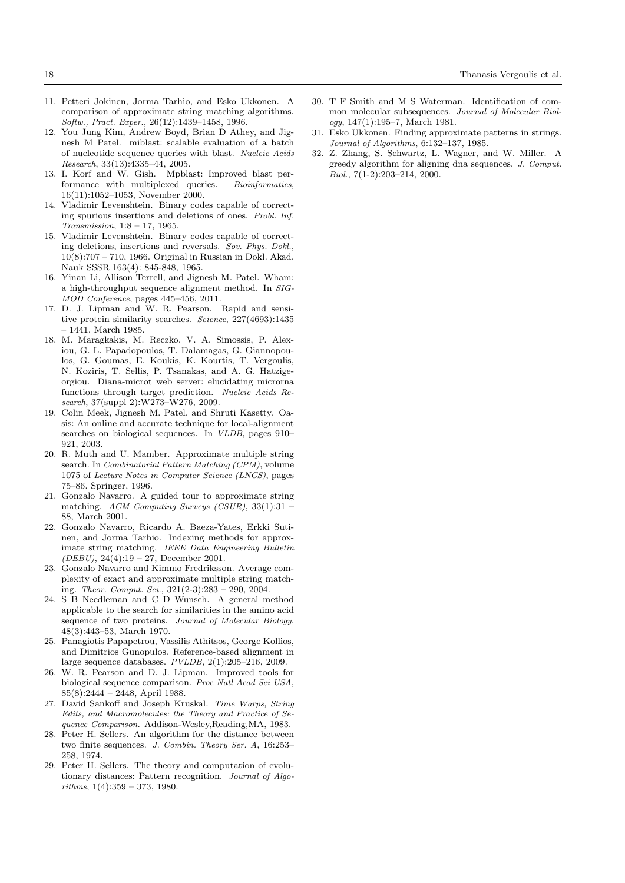11. Petteri Jokinen, Jorma Tarhio, and Esko Ukkonen. A comparison of approximate string matching algorithms. *Softw., Pract. Exper.*, 26(12):1439–1458, 1996.
12. You Jung Kim, Andrew Boyd, Brian D Athey, and Jignesh M Patel. miblast: scalable evaluation of a batch of nucleotide sequence queries with blast. *Nucleic Acids Research*, 33(13):4335–44, 2005.
13. I. Korf and W. Gish. Mpblast: Improved blast performance with multiplexed queries. *Bioinformatics*, 16(11):1052–1053, November 2000.
14. Vladimir Levenshtein. Binary codes capable of correcting spurious insertions and deletions of ones. *Probl. Inf. Transmission*, 1:8 – 17, 1965.
15. Vladimir Levenshtein. Binary codes capable of correcting deletions, insertions and reversals. *Sov. Phys. Dokl.*, 10(8):707 – 710, 1966. Original in Russian in Dokl. Akad. Nauk SSSR 163(4): 845-848, 1965.
16. Yinan Li, Allison Terrell, and Jignesh M. Patel. Wham: a high-throughput sequence alignment method. In *SIGMOD Conference*, pages 445–456, 2011.
17. D. J. Lipman and W. R. Pearson. Rapid and sensitive protein similarity searches. *Science*, 227(4693):1435 – 1441, March 1985.
18. M. Maragkakis, M. Reczko, V. A. Simossis, P. Alexiou, G. L. Papadopoulos, T. Dalamagas, G. Giannopoulos, G. Goumas, E. Koukis, K. Kourtis, T. Vergoulis, N. Koziris, T. Sellis, P. Tsanakas, and A. G. Hatzigeorgiou. Diana-microt web server: elucidating microrna functions through target prediction. *Nucleic Acids Research*, 37(suppl 2):W273–W276, 2009.
19. Colin Meek, Jignesh M. Patel, and Shruti Kasetty. Oasis: An online and accurate technique for local-alignment searches on biological sequences. In *VLDB*, pages 910–921, 2003.
20. R. Muth and U. Mamber. Approximate multiple string search. In *Combinatorial Pattern Matching (CPM)*, volume 1075 of *Lecture Notes in Computer Science (LNCS)*, pages 75–86. Springer, 1996.
21. Gonzalo Navarro. A guided tour to approximate string matching. *ACM Computing Surveys (CSUR)*, 33(1):31 – 88, March 2001.
22. Gonzalo Navarro, Ricardo A. Baeza-Yates, Erkki Sutinen, and Jorma Tarhio. Indexing methods for approximate string matching. *IEEE Data Engineering Bulletin (DEBU)*, 24(4):19 – 27, December 2001.
23. Gonzalo Navarro and Kimmo Fredriksson. Average complexity of exact and approximate multiple string matching. *Theor. Comput. Sci.*, 321(2-3):283 – 290, 2004.
24. S B Needleman and C D Wunsch. A general method applicable to the search for similarities in the amino acid sequence of two proteins. *Journal of Molecular Biology*, 48(3):443–53, March 1970.
25. Panagiotis Papapetrou, Vassilis Athitsos, George Kollios, and Dimitrios Gunopulos. Reference-based alignment in large sequence databases. *PVLDB*, 2(1):205–216, 2009.
26. W. R. Pearson and D. J. Lipman. Improved tools for biological sequence comparison. *Proc Natl Acad Sci USA*, 85(8):2444 – 2448, April 1988.
27. David Sankoff and Joseph Kruskal. *Time Warps, String Edits, and Macromolecules: the Theory and Practice of Sequence Comparison.* Addison-Wesley,Reading,MA, 1983.
28. Peter H. Sellers. An algorithm for the distance between two finite sequences. *J. Combin. Theory Ser. A*, 16:253–258, 1974.
29. Peter H. Sellers. The theory and computation of evolutionary distances: Pattern recognition. *Journal of Algorithms*, 1(4):359 – 373, 1980.
30. T F Smith and M S Waterman. Identification of common molecular subsequences. *Journal of Molecular Biology*, 147(1):195–7, March 1981.
31. Esko Ukkonen. Finding approximate patterns in strings. *Journal of Algorithms*, 6:132–137, 1985.
32. Z. Zhang, S. Schwartz, L. Wagner, and W. Miller. A greedy algorithm for aligning dna sequences. *J. Comput. Biol.*, 7(1-2):203–214, 2000.